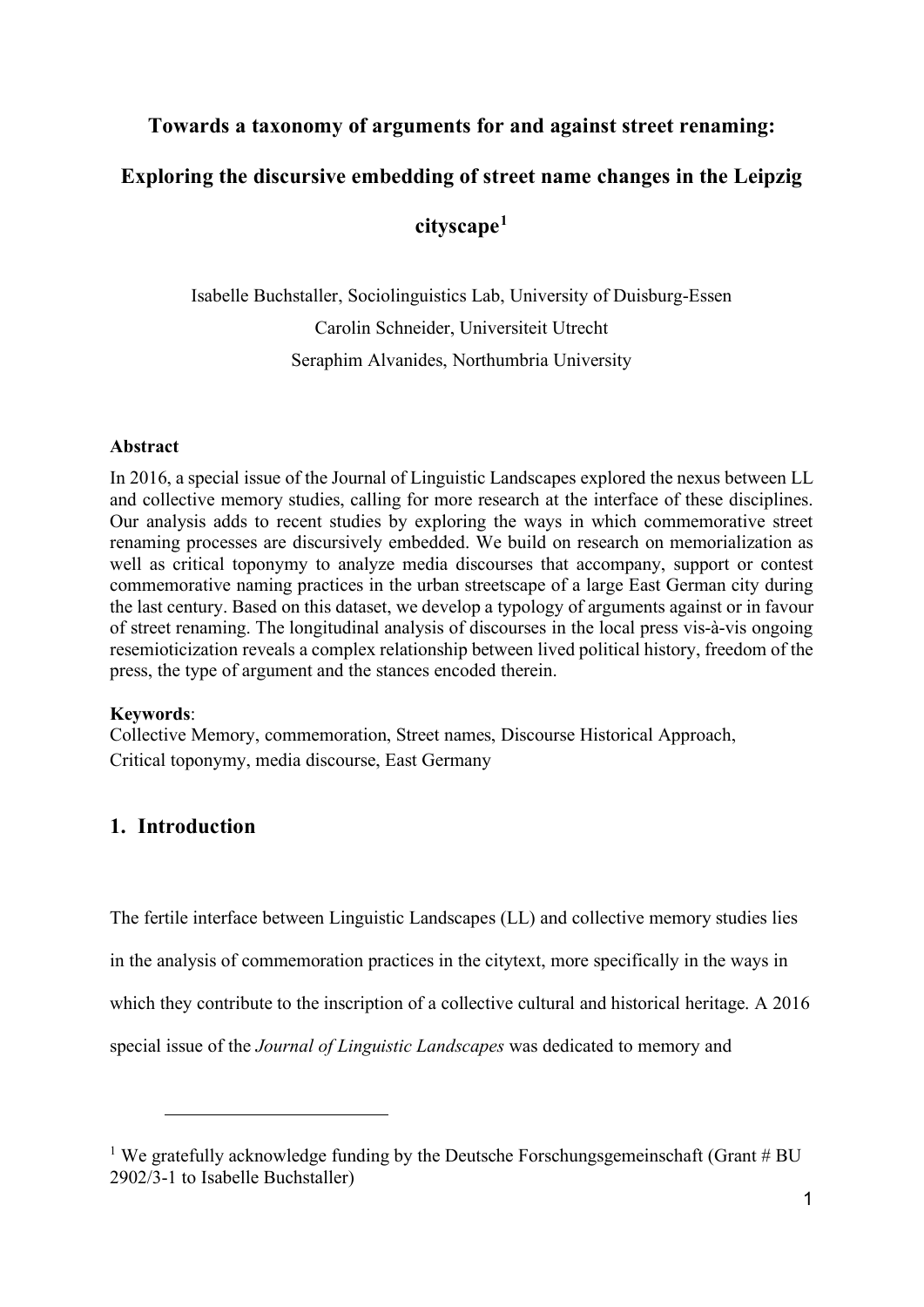# Towards a taxonomy of arguments for and against street renaming: Exploring the discursive embedding of street name changes in the Leipzig cityscape[1]

Isabelle Buchstaller, Sociolinguistics Lab, University of Duisburg-Essen
Carolin Schneider, Universiteit Utrecht
Seraphim Alvanides, Northumbria University

**Abstract**

In 2016, a special issue of the Journal of Linguistic Landscapes explored the nexus between LL and collective memory studies, calling for more research at the interface of these disciplines. Our analysis adds to recent studies by exploring the ways in which commemorative street renaming processes are discursively embedded. We build on research on memorialization as well as critical toponymy to analyze media discourses that accompany, support or contest commemorative naming practices in the urban streetscape of a large East German city during the last century. Based on this dataset, we develop a typology of arguments against or in favour of street renaming. The longitudinal analysis of discourses in the local press vis-à-vis ongoing resemioticization reveals a complex relationship between lived political history, freedom of the press, the type of argument and the stances encoded therein.

**Keywords**:
Collective Memory, commemoration, Street names, Discourse Historical Approach, Critical toponymy, media discourse, East Germany

## 1. Introduction

The fertile interface between Linguistic Landscapes (LL) and collective memory studies lies in the analysis of commemoration practices in the citytext, more specifically in the ways in which they contribute to the inscription of a collective cultural and historical heritage. A 2016 special issue of the *Journal of Linguistic Landscapes* was dedicated to memory and

[1] We gratefully acknowledge funding by the Deutsche Forschungsgemeinschaft (Grant # BU 2902/3-1 to Isabelle Buchstaller)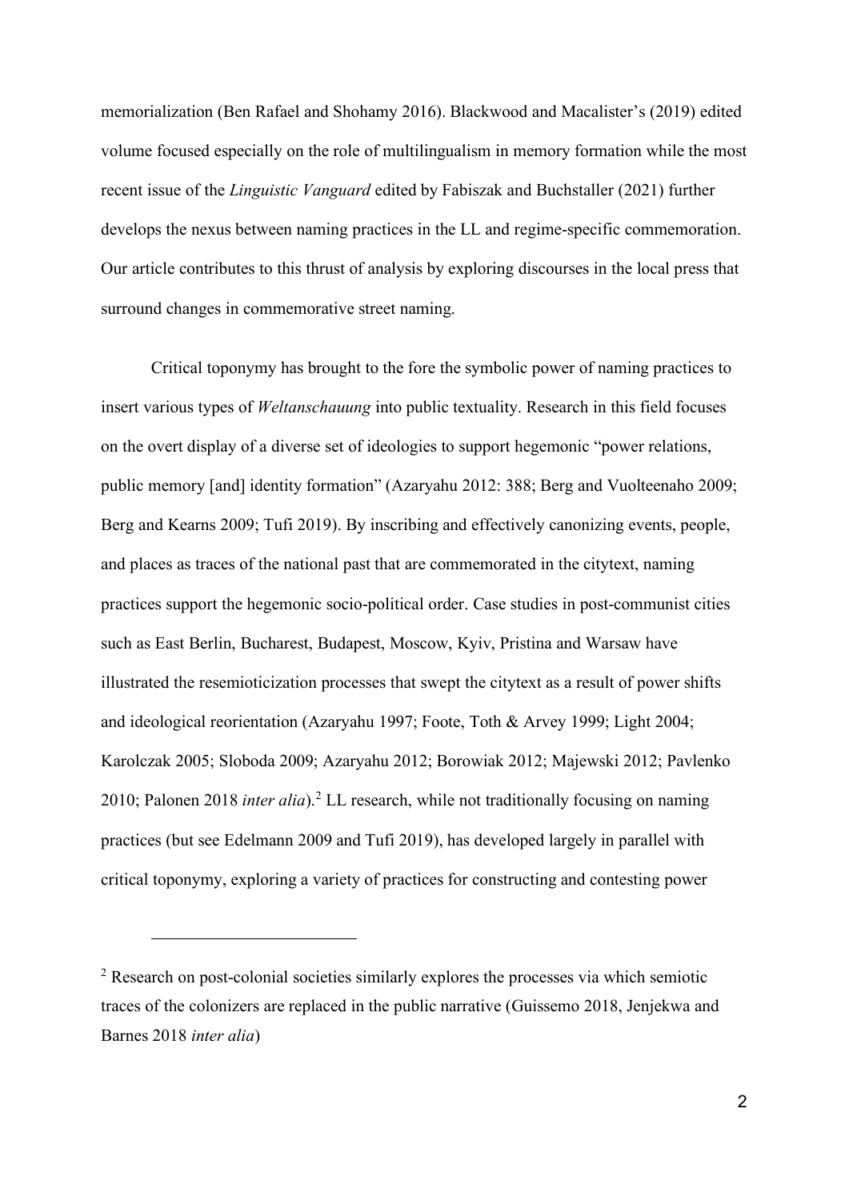memorialization (Ben Rafael and Shohamy 2016). Blackwood and Macalister's (2019) edited volume focused especially on the role of multilingualism in memory formation while the most recent issue of the *Linguistic Vanguard* edited by Fabiszak and Buchstaller (2021) further develops the nexus between naming practices in the LL and regime-specific commemoration. Our article contributes to this thrust of analysis by exploring discourses in the local press that surround changes in commemorative street naming.

Critical toponymy has brought to the fore the symbolic power of naming practices to insert various types of *Weltanschauung* into public textuality. Research in this field focuses on the overt display of a diverse set of ideologies to support hegemonic "power relations, public memory [and] identity formation" (Azaryahu 2012: 388; Berg and Vuolteenaho 2009; Berg and Kearns 2009; Tufi 2019). By inscribing and effectively canonizing events, people, and places as traces of the national past that are commemorated in the citytext, naming practices support the hegemonic socio-political order. Case studies in post-communist cities such as East Berlin, Bucharest, Budapest, Moscow, Kyiv, Pristina and Warsaw have illustrated the resemioticization processes that swept the citytext as a result of power shifts and ideological reorientation (Azaryahu 1997; Foote, Toth & Arvey 1999; Light 2004; Karolczak 2005; Sloboda 2009; Azaryahu 2012; Borowiak 2012; Majewski 2012; Pavlenko 2010; Palonen 2018 *inter alia*).[2] LL research, while not traditionally focusing on naming practices (but see Edelmann 2009 and Tufi 2019), has developed largely in parallel with critical toponymy, exploring a variety of practices for constructing and contesting power

[2] Research on post-colonial societies similarly explores the processes via which semiotic traces of the colonizers are replaced in the public narrative (Guissemo 2018, Jenjekwa and Barnes 2018 *inter alia*)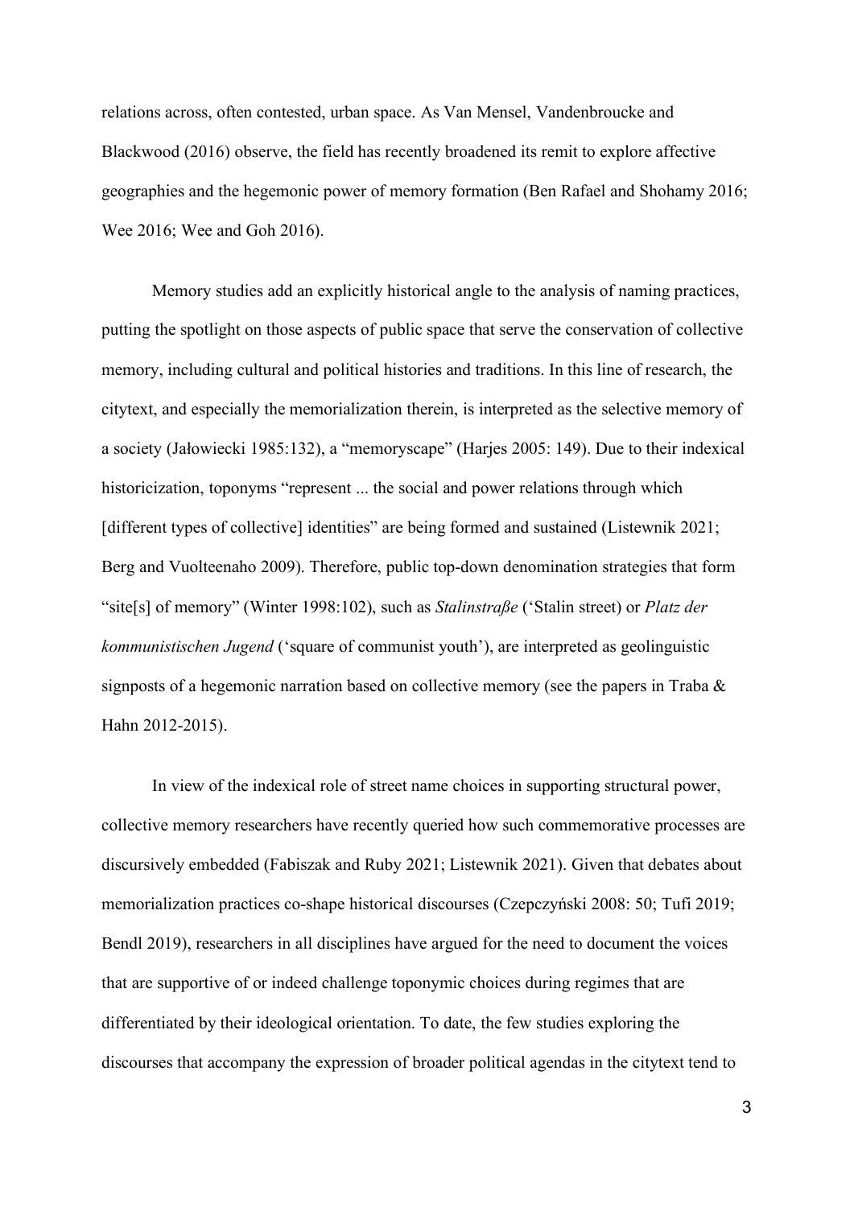relations across, often contested, urban space. As Van Mensel, Vandenbroucke and Blackwood (2016) observe, the field has recently broadened its remit to explore affective geographies and the hegemonic power of memory formation (Ben Rafael and Shohamy 2016; Wee 2016; Wee and Goh 2016).

Memory studies add an explicitly historical angle to the analysis of naming practices, putting the spotlight on those aspects of public space that serve the conservation of collective memory, including cultural and political histories and traditions. In this line of research, the citytext, and especially the memorialization therein, is interpreted as the selective memory of a society (Jałowiecki 1985:132), a "memoryscape" (Harjes 2005: 149). Due to their indexical historicization, toponyms "represent ... the social and power relations through which [different types of collective] identities" are being formed and sustained (Listewnik 2021; Berg and Vuolteenaho 2009). Therefore, public top-down denomination strategies that form "site[s] of memory" (Winter 1998:102), such as *Stalinstraße* ('Stalin street) or *Platz der kommunistischen Jugend* ('square of communist youth'), are interpreted as geolinguistic signposts of a hegemonic narration based on collective memory (see the papers in Traba & Hahn 2012-2015).

In view of the indexical role of street name choices in supporting structural power, collective memory researchers have recently queried how such commemorative processes are discursively embedded (Fabiszak and Ruby 2021; Listewnik 2021). Given that debates about memorialization practices co-shape historical discourses (Czepczyński 2008: 50; Tufi 2019; Bendl 2019), researchers in all disciplines have argued for the need to document the voices that are supportive of or indeed challenge toponymic choices during regimes that are differentiated by their ideological orientation. To date, the few studies exploring the discourses that accompany the expression of broader political agendas in the citytext tend to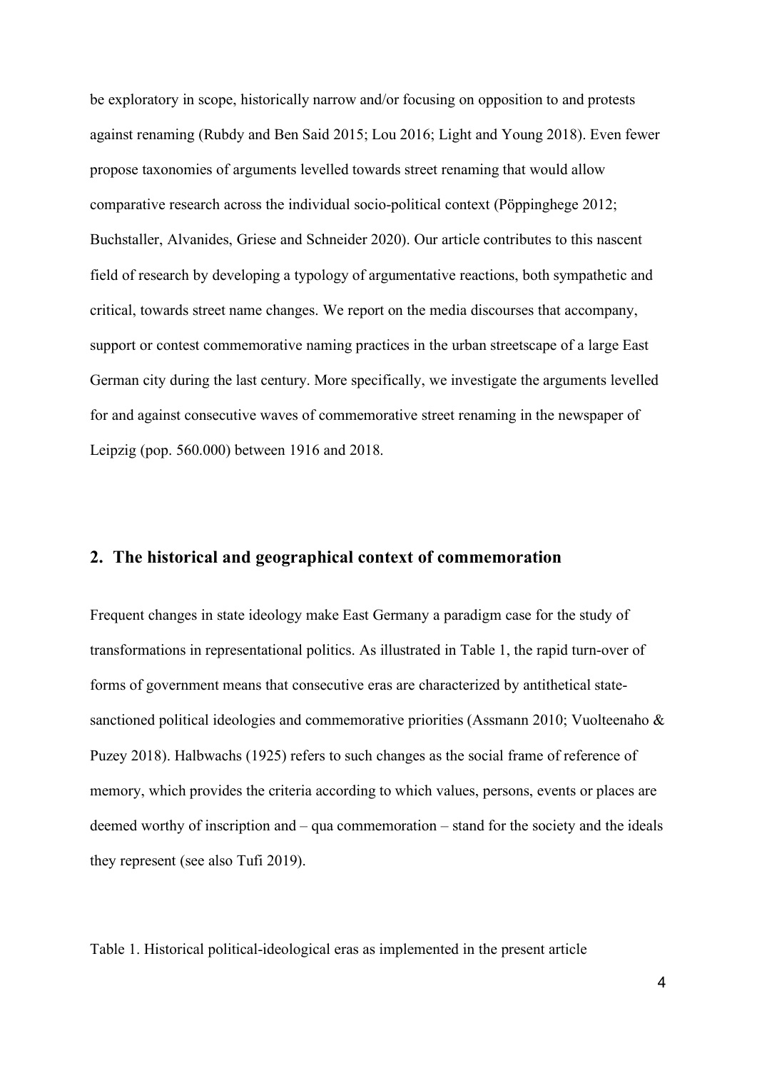be exploratory in scope, historically narrow and/or focusing on opposition to and protests against renaming (Rubdy and Ben Said 2015; Lou 2016; Light and Young 2018). Even fewer propose taxonomies of arguments levelled towards street renaming that would allow comparative research across the individual socio-political context (Pöppinghege 2012; Buchstaller, Alvanides, Griese and Schneider 2020). Our article contributes to this nascent field of research by developing a typology of argumentative reactions, both sympathetic and critical, towards street name changes. We report on the media discourses that accompany, support or contest commemorative naming practices in the urban streetscape of a large East German city during the last century. More specifically, we investigate the arguments levelled for and against consecutive waves of commemorative street renaming in the newspaper of Leipzig (pop. 560.000) between 1916 and 2018.

## 2. The historical and geographical context of commemoration

Frequent changes in state ideology make East Germany a paradigm case for the study of transformations in representational politics. As illustrated in Table 1, the rapid turn-over of forms of government means that consecutive eras are characterized by antithetical state-sanctioned political ideologies and commemorative priorities (Assmann 2010; Vuolteenaho & Puzey 2018). Halbwachs (1925) refers to such changes as the social frame of reference of memory, which provides the criteria according to which values, persons, events or places are deemed worthy of inscription and – qua commemoration – stand for the society and the ideals they represent (see also Tufi 2019).

Table 1. Historical political-ideological eras as implemented in the present article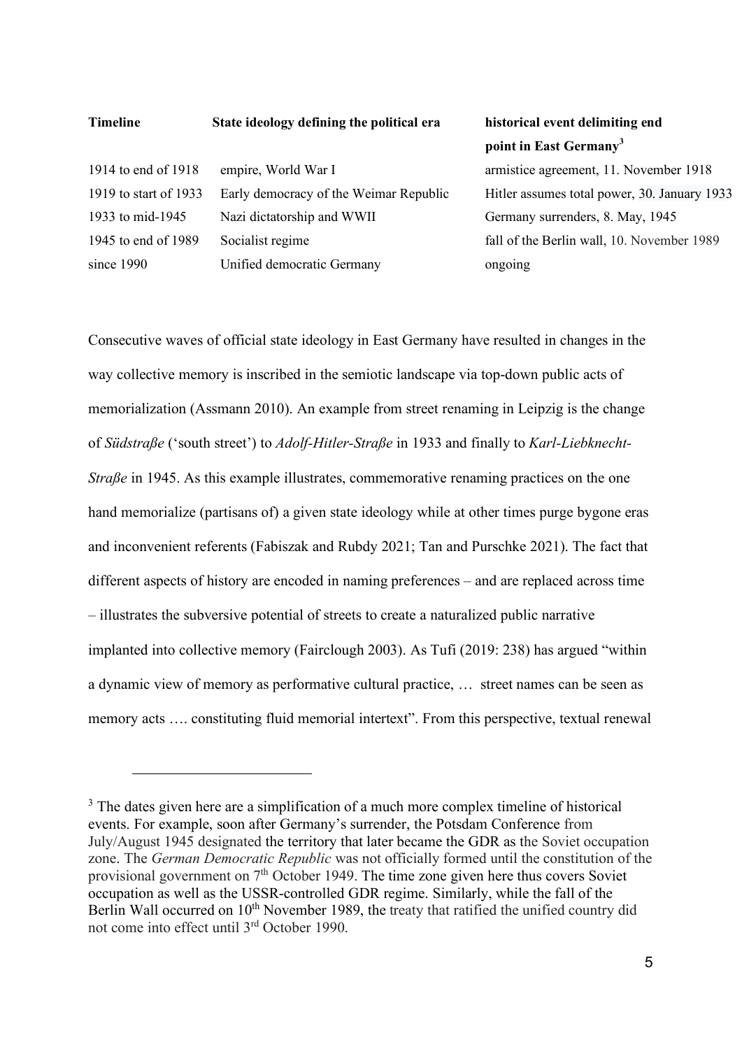| Timeline | State ideology defining the political era | historical event delimiting end point in East Germany[3] |
|---|---|---|
| 1914 to end of 1918 | empire, World War I | armistice agreement, 11. November 1918 |
| 1919 to start of 1933 | Early democracy of the Weimar Republic | Hitler assumes total power, 30. January 1933 |
| 1933 to mid-1945 | Nazi dictatorship and WWII | Germany surrenders, 8. May, 1945 |
| 1945 to end of 1989 | Socialist regime | fall of the Berlin wall, 10. November 1989 |
| since 1990 | Unified democratic Germany | ongoing |

Consecutive waves of official state ideology in East Germany have resulted in changes in the way collective memory is inscribed in the semiotic landscape via top-down public acts of memorialization (Assmann 2010). An example from street renaming in Leipzig is the change of *Südstraße* ('south street') to *Adolf-Hitler-Straße* in 1933 and finally to *Karl-Liebknecht-Straße* in 1945. As this example illustrates, commemorative renaming practices on the one hand memorialize (partisans of) a given state ideology while at other times purge bygone eras and inconvenient referents (Fabiszak and Rubdy 2021; Tan and Purschke 2021). The fact that different aspects of history are encoded in naming preferences – and are replaced across time – illustrates the subversive potential of streets to create a naturalized public narrative implanted into collective memory (Fairclough 2003). As Tufi (2019: 238) has argued "within a dynamic view of memory as performative cultural practice, … street names can be seen as memory acts …. constituting fluid memorial intertext". From this perspective, textual renewal

[3] The dates given here are a simplification of a much more complex timeline of historical events. For example, soon after Germany's surrender, the Potsdam Conference from July/August 1945 designated the territory that later became the GDR as the Soviet occupation zone. The *German Democratic Republic* was not officially formed until the constitution of the provisional government on 7th October 1949. The time zone given here thus covers Soviet occupation as well as the USSR-controlled GDR regime. Similarly, while the fall of the Berlin Wall occurred on 10th November 1989, the treaty that ratified the unified country did not come into effect until 3rd October 1990.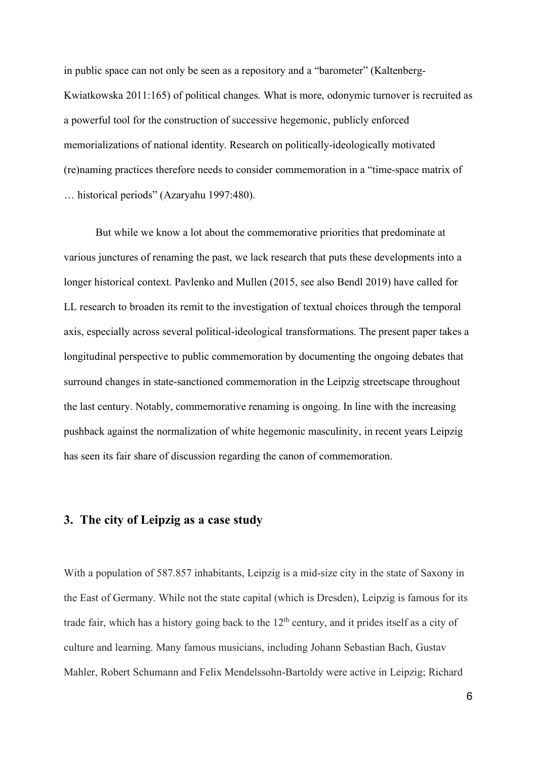in public space can not only be seen as a repository and a "barometer" (Kaltenberg-Kwiatkowska 2011:165) of political changes. What is more, odonymic turnover is recruited as a powerful tool for the construction of successive hegemonic, publicly enforced memorializations of national identity. Research on politically-ideologically motivated (re)naming practices therefore needs to consider commemoration in a "time-space matrix of … historical periods" (Azaryahu 1997:480).

But while we know a lot about the commemorative priorities that predominate at various junctures of renaming the past, we lack research that puts these developments into a longer historical context. Pavlenko and Mullen (2015, see also Bendl 2019) have called for LL research to broaden its remit to the investigation of textual choices through the temporal axis, especially across several political-ideological transformations. The present paper takes a longitudinal perspective to public commemoration by documenting the ongoing debates that surround changes in state-sanctioned commemoration in the Leipzig streetscape throughout the last century. Notably, commemorative renaming is ongoing. In line with the increasing pushback against the normalization of white hegemonic masculinity, in recent years Leipzig has seen its fair share of discussion regarding the canon of commemoration.

## 3. The city of Leipzig as a case study

With a population of 587.857 inhabitants, Leipzig is a mid-size city in the state of Saxony in the East of Germany. While not the state capital (which is Dresden), Leipzig is famous for its trade fair, which has a history going back to the 12th century, and it prides itself as a city of culture and learning. Many famous musicians, including Johann Sebastian Bach, Gustav Mahler, Robert Schumann and Felix Mendelssohn-Bartoldy were active in Leipzig; Richard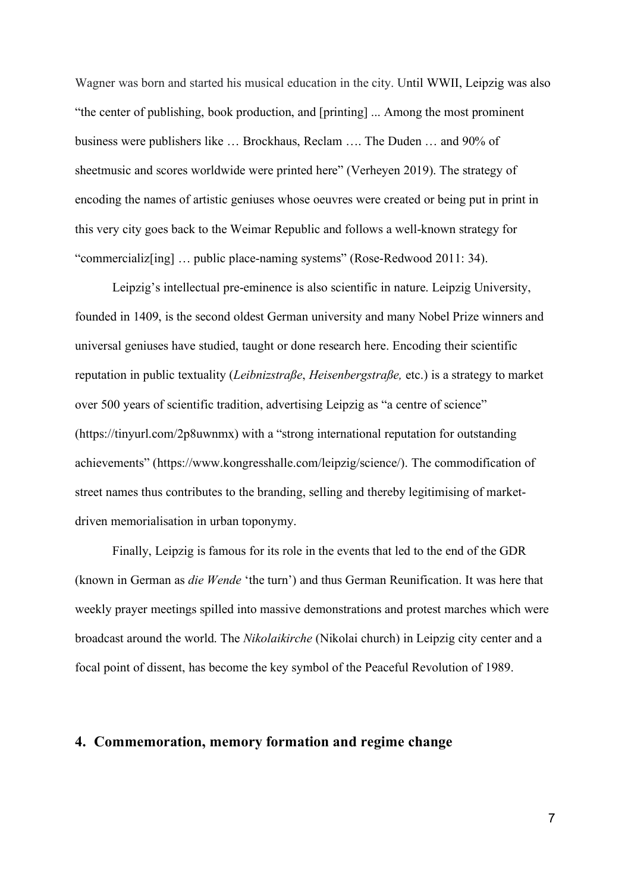Wagner was born and started his musical education in the city. Until WWII, Leipzig was also "the center of publishing, book production, and [printing] ... Among the most prominent business were publishers like … Brockhaus, Reclam …. The Duden … and 90% of sheetmusic and scores worldwide were printed here" (Verheyen 2019). The strategy of encoding the names of artistic geniuses whose oeuvres were created or being put in print in this very city goes back to the Weimar Republic and follows a well-known strategy for "commercializ[ing] … public place-naming systems" (Rose-Redwood 2011: 34).

Leipzig's intellectual pre-eminence is also scientific in nature. Leipzig University, founded in 1409, is the second oldest German university and many Nobel Prize winners and universal geniuses have studied, taught or done research here. Encoding their scientific reputation in public textuality (*Leibnizstraße*, *Heisenbergstraße,* etc.) is a strategy to market over 500 years of scientific tradition, advertising Leipzig as "a centre of science" (https://tinyurl.com/2p8uwnmx) with a "strong international reputation for outstanding achievements" (https://www.kongresshalle.com/leipzig/science/). The commodification of street names thus contributes to the branding, selling and thereby legitimising of market-driven memorialisation in urban toponymy.

Finally, Leipzig is famous for its role in the events that led to the end of the GDR (known in German as *die Wende* 'the turn') and thus German Reunification. It was here that weekly prayer meetings spilled into massive demonstrations and protest marches which were broadcast around the world. The *Nikolaikirche* (Nikolai church) in Leipzig city center and a focal point of dissent, has become the key symbol of the Peaceful Revolution of 1989.

## 4. Commemoration, memory formation and regime change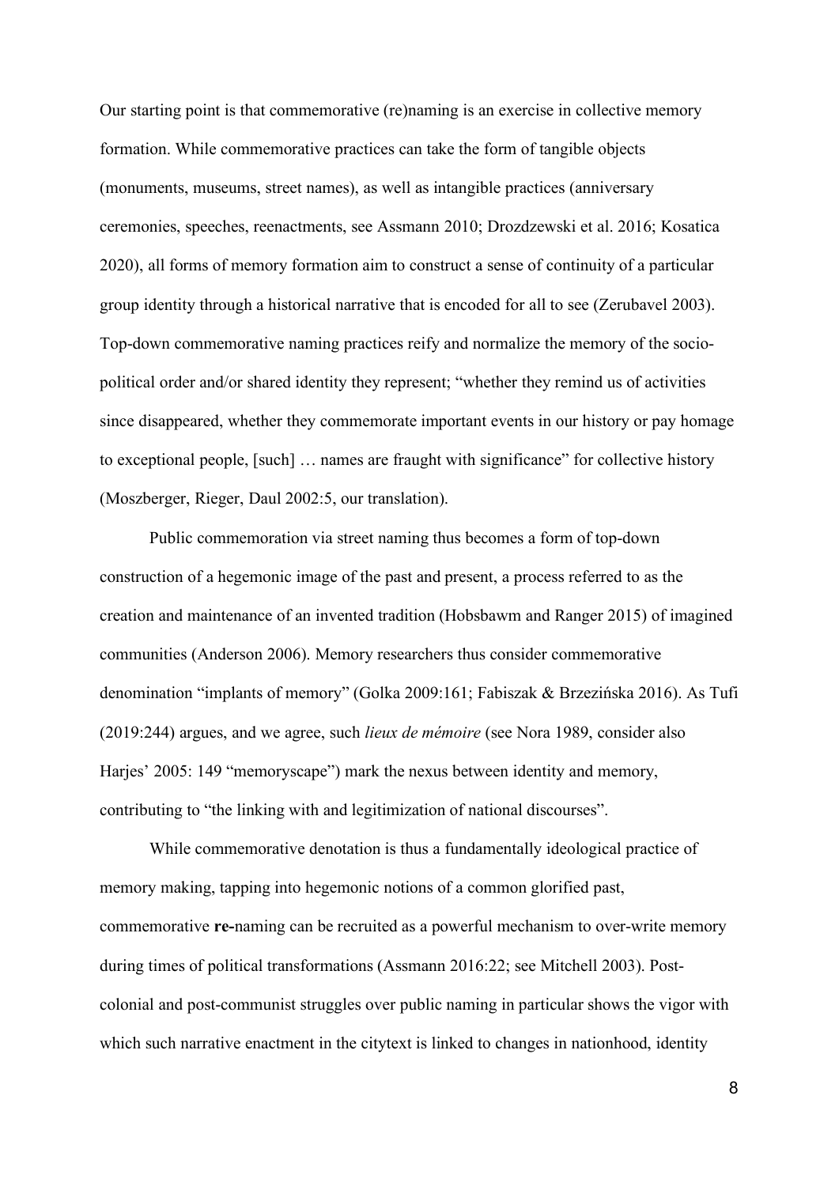Our starting point is that commemorative (re)naming is an exercise in collective memory formation. While commemorative practices can take the form of tangible objects (monuments, museums, street names), as well as intangible practices (anniversary ceremonies, speeches, reenactments, see Assmann 2010; Drozdzewski et al. 2016; Kosatica 2020), all forms of memory formation aim to construct a sense of continuity of a particular group identity through a historical narrative that is encoded for all to see (Zerubavel 2003). Top-down commemorative naming practices reify and normalize the memory of the socio-political order and/or shared identity they represent; "whether they remind us of activities since disappeared, whether they commemorate important events in our history or pay homage to exceptional people, [such] … names are fraught with significance" for collective history (Moszberger, Rieger, Daul 2002:5, our translation).

Public commemoration via street naming thus becomes a form of top-down construction of a hegemonic image of the past and present, a process referred to as the creation and maintenance of an invented tradition (Hobsbawm and Ranger 2015) of imagined communities (Anderson 2006). Memory researchers thus consider commemorative denomination "implants of memory" (Golka 2009:161; Fabiszak & Brzezińska 2016). As Tufi (2019:244) argues, and we agree, such *lieux de mémoire* (see Nora 1989, consider also Harjes' 2005: 149 "memoryscape") mark the nexus between identity and memory, contributing to "the linking with and legitimization of national discourses".

While commemorative denotation is thus a fundamentally ideological practice of memory making, tapping into hegemonic notions of a common glorified past, commemorative **re-**naming can be recruited as a powerful mechanism to over-write memory during times of political transformations (Assmann 2016:22; see Mitchell 2003). Post-colonial and post-communist struggles over public naming in particular shows the vigor with which such narrative enactment in the citytext is linked to changes in nationhood, identity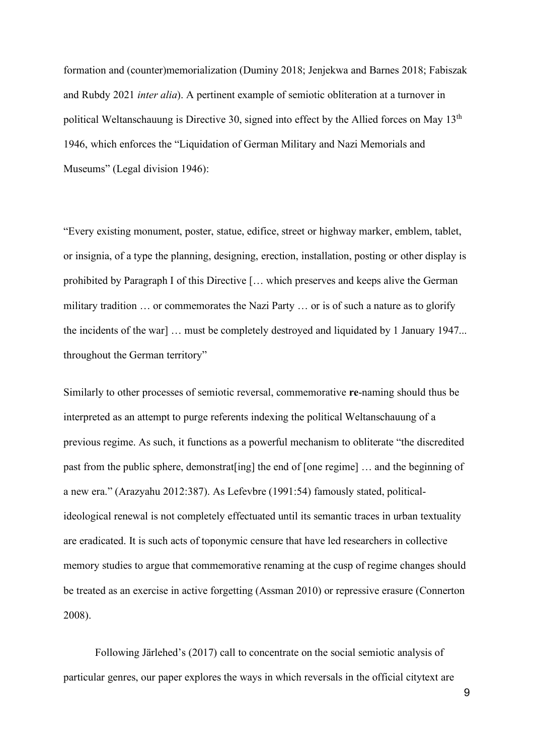formation and (counter)memorialization (Duminy 2018; Jenjekwa and Barnes 2018; Fabiszak and Rubdy 2021 *inter alia*). A pertinent example of semiotic obliteration at a turnover in political Weltanschauung is Directive 30, signed into effect by the Allied forces on May 13th 1946, which enforces the "Liquidation of German Military and Nazi Memorials and Museums" (Legal division 1946):

"Every existing monument, poster, statue, edifice, street or highway marker, emblem, tablet, or insignia, of a type the planning, designing, erection, installation, posting or other display is prohibited by Paragraph I of this Directive [… which preserves and keeps alive the German military tradition … or commemorates the Nazi Party … or is of such a nature as to glorify the incidents of the war] … must be completely destroyed and liquidated by 1 January 1947... throughout the German territory"

Similarly to other processes of semiotic reversal, commemorative **re**-naming should thus be interpreted as an attempt to purge referents indexing the political Weltanschauung of a previous regime. As such, it functions as a powerful mechanism to obliterate "the discredited past from the public sphere, demonstrat[ing] the end of [one regime] … and the beginning of a new era." (Arazyahu 2012:387). As Lefevbre (1991:54) famously stated, political-ideological renewal is not completely effectuated until its semantic traces in urban textuality are eradicated. It is such acts of toponymic censure that have led researchers in collective memory studies to argue that commemorative renaming at the cusp of regime changes should be treated as an exercise in active forgetting (Assman 2010) or repressive erasure (Connerton 2008).

Following Järlehed's (2017) call to concentrate on the social semiotic analysis of particular genres, our paper explores the ways in which reversals in the official citytext are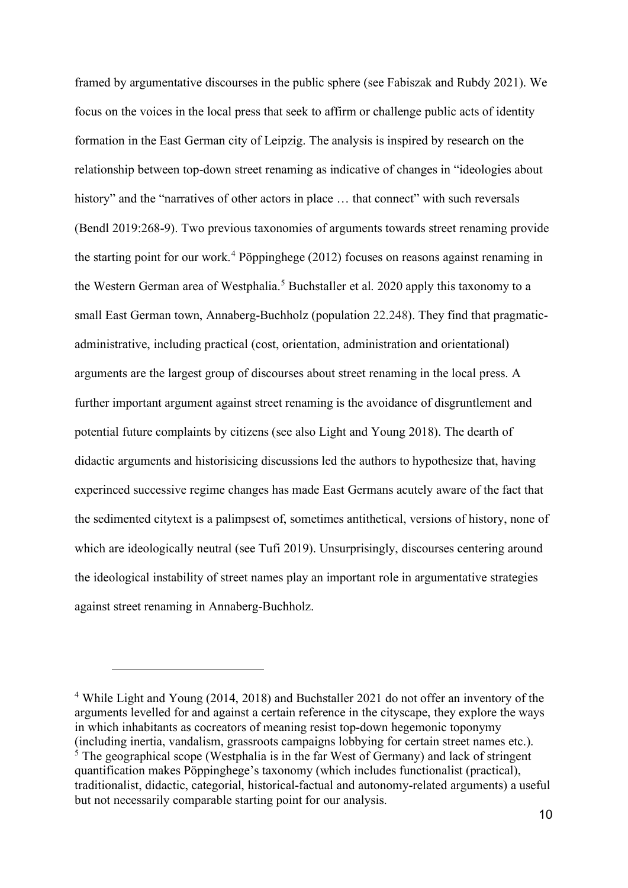framed by argumentative discourses in the public sphere (see Fabiszak and Rubdy 2021). We focus on the voices in the local press that seek to affirm or challenge public acts of identity formation in the East German city of Leipzig. The analysis is inspired by research on the relationship between top-down street renaming as indicative of changes in "ideologies about history" and the "narratives of other actors in place … that connect" with such reversals (Bendl 2019:268-9). Two previous taxonomies of arguments towards street renaming provide the starting point for our work.[4] Pöppinghege (2012) focuses on reasons against renaming in the Western German area of Westphalia.[5] Buchstaller et al. 2020 apply this taxonomy to a small East German town, Annaberg-Buchholz (population 22.248). They find that pragmatic-administrative, including practical (cost, orientation, administration and orientational) arguments are the largest group of discourses about street renaming in the local press. A further important argument against street renaming is the avoidance of disgruntlement and potential future complaints by citizens (see also Light and Young 2018). The dearth of didactic arguments and historisicing discussions led the authors to hypothesize that, having experinced successive regime changes has made East Germans acutely aware of the fact that the sedimented citytext is a palimpsest of, sometimes antithetical, versions of history, none of which are ideologically neutral (see Tufi 2019). Unsurprisingly, discourses centering around the ideological instability of street names play an important role in argumentative strategies against street renaming in Annaberg-Buchholz.

---

[4] While Light and Young (2014, 2018) and Buchstaller 2021 do not offer an inventory of the arguments levelled for and against a certain reference in the cityscape, they explore the ways in which inhabitants as cocreators of meaning resist top-down hegemonic toponymy (including inertia, vandalism, grassroots campaigns lobbying for certain street names etc.).

[5] The geographical scope (Westphalia is in the far West of Germany) and lack of stringent quantification makes Pöppinghege's taxonomy (which includes functionalist (practical), traditionalist, didactic, categorial, historical-factual and autonomy-related arguments) a useful but not necessarily comparable starting point for our analysis.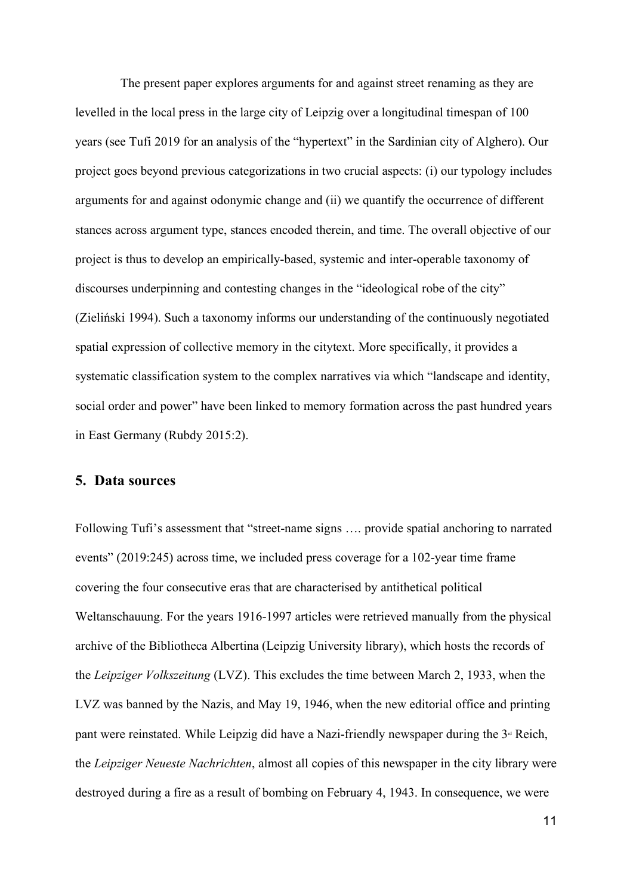The present paper explores arguments for and against street renaming as they are levelled in the local press in the large city of Leipzig over a longitudinal timespan of 100 years (see Tufi 2019 for an analysis of the "hypertext" in the Sardinian city of Alghero). Our project goes beyond previous categorizations in two crucial aspects: (i) our typology includes arguments for and against odonymic change and (ii) we quantify the occurrence of different stances across argument type, stances encoded therein, and time. The overall objective of our project is thus to develop an empirically-based, systemic and inter-operable taxonomy of discourses underpinning and contesting changes in the "ideological robe of the city" (Zieliński 1994). Such a taxonomy informs our understanding of the continuously negotiated spatial expression of collective memory in the citytext. More specifically, it provides a systematic classification system to the complex narratives via which "landscape and identity, social order and power" have been linked to memory formation across the past hundred years in East Germany (Rubdy 2015:2).

## 5. Data sources

Following Tufi's assessment that "street-name signs …. provide spatial anchoring to narrated events" (2019:245) across time, we included press coverage for a 102-year time frame covering the four consecutive eras that are characterised by antithetical political Weltanschauung. For the years 1916-1997 articles were retrieved manually from the physical archive of the Bibliotheca Albertina (Leipzig University library), which hosts the records of the *Leipziger Volkszeitung* (LVZ). This excludes the time between March 2, 1933, when the LVZ was banned by the Nazis, and May 19, 1946, when the new editorial office and printing pant were reinstated. While Leipzig did have a Nazi-friendly newspaper during the 3rd Reich, the *Leipziger Neueste Nachrichten*, almost all copies of this newspaper in the city library were destroyed during a fire as a result of bombing on February 4, 1943. In consequence, we were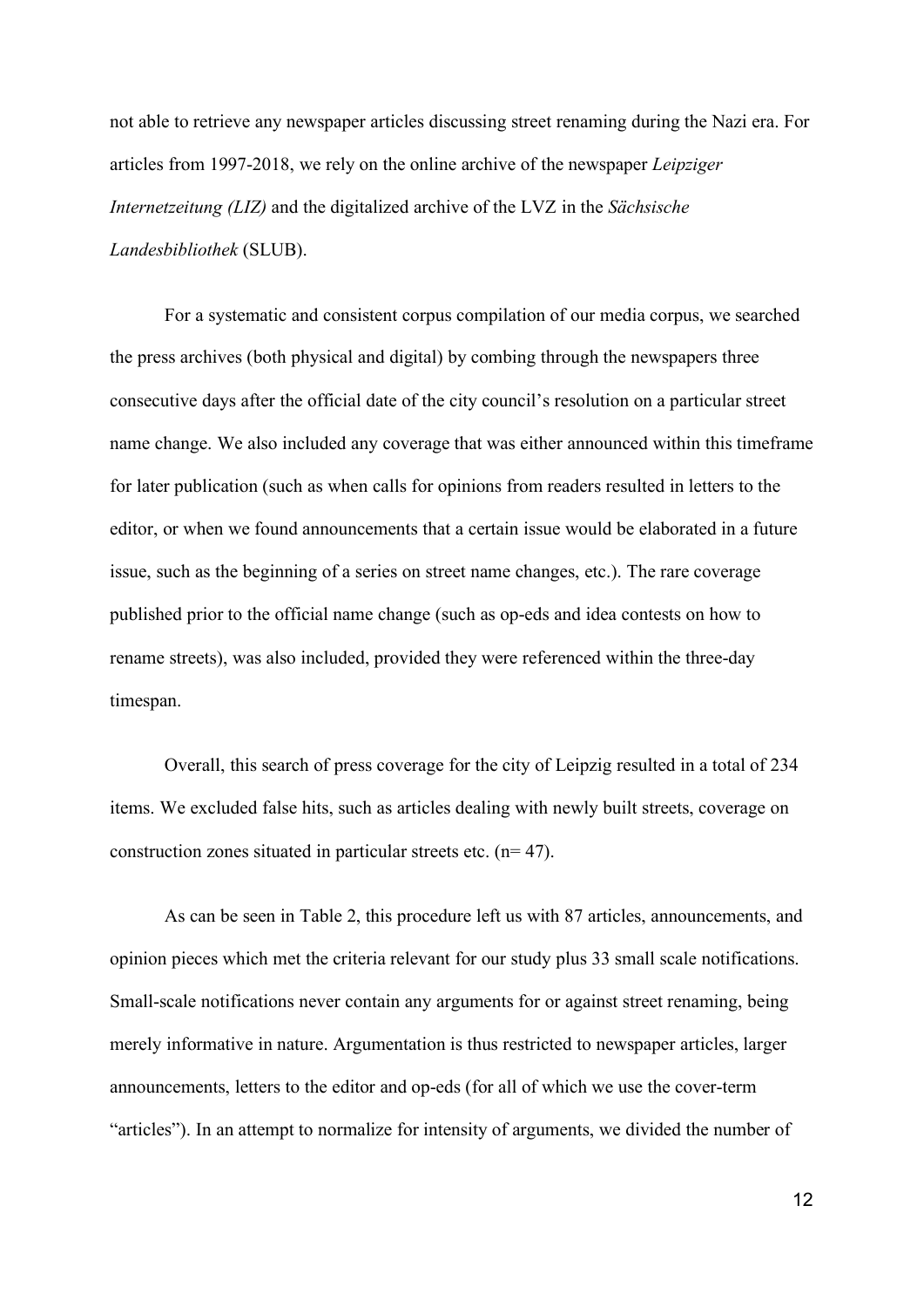not able to retrieve any newspaper articles discussing street renaming during the Nazi era. For articles from 1997-2018, we rely on the online archive of the newspaper *Leipziger Internetzeitung (LIZ)* and the digitalized archive of the LVZ in the *Sächsische Landesbibliothek* (SLUB).

For a systematic and consistent corpus compilation of our media corpus, we searched the press archives (both physical and digital) by combing through the newspapers three consecutive days after the official date of the city council's resolution on a particular street name change. We also included any coverage that was either announced within this timeframe for later publication (such as when calls for opinions from readers resulted in letters to the editor, or when we found announcements that a certain issue would be elaborated in a future issue, such as the beginning of a series on street name changes, etc.). The rare coverage published prior to the official name change (such as op-eds and idea contests on how to rename streets), was also included, provided they were referenced within the three-day timespan.

Overall, this search of press coverage for the city of Leipzig resulted in a total of 234 items. We excluded false hits, such as articles dealing with newly built streets, coverage on construction zones situated in particular streets etc. (n= 47).

As can be seen in Table 2, this procedure left us with 87 articles, announcements, and opinion pieces which met the criteria relevant for our study plus 33 small scale notifications. Small-scale notifications never contain any arguments for or against street renaming, being merely informative in nature. Argumentation is thus restricted to newspaper articles, larger announcements, letters to the editor and op-eds (for all of which we use the cover-term "articles"). In an attempt to normalize for intensity of arguments, we divided the number of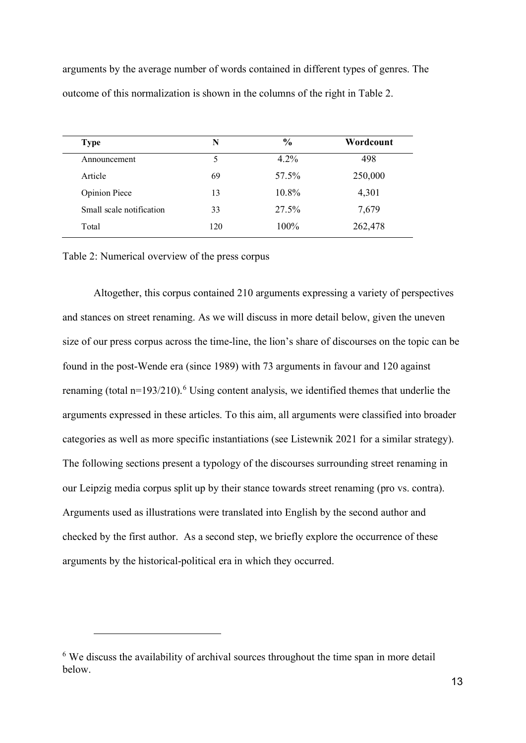arguments by the average number of words contained in different types of genres. The outcome of this normalization is shown in the columns of the right in Table 2.

| Type | N | % | Wordcount |
|---|---|---|---|
| Announcement | 5 | 4.2% | 498 |
| Article | 69 | 57.5% | 250,000 |
| Opinion Piece | 13 | 10.8% | 4,301 |
| Small scale notification | 33 | 27.5% | 7,679 |
| Total | 120 | 100% | 262,478 |

Table 2: Numerical overview of the press corpus

Altogether, this corpus contained 210 arguments expressing a variety of perspectives and stances on street renaming. As we will discuss in more detail below, given the uneven size of our press corpus across the time-line, the lion's share of discourses on the topic can be found in the post-Wende era (since 1989) with 73 arguments in favour and 120 against renaming (total n=193/210).[6] Using content analysis, we identified themes that underlie the arguments expressed in these articles. To this aim, all arguments were classified into broader categories as well as more specific instantiations (see Listewnik 2021 for a similar strategy). The following sections present a typology of the discourses surrounding street renaming in our Leipzig media corpus split up by their stance towards street renaming (pro vs. contra). Arguments used as illustrations were translated into English by the second author and checked by the first author. As a second step, we briefly explore the occurrence of these arguments by the historical-political era in which they occurred.

---

[6] We discuss the availability of archival sources throughout the time span in more detail below.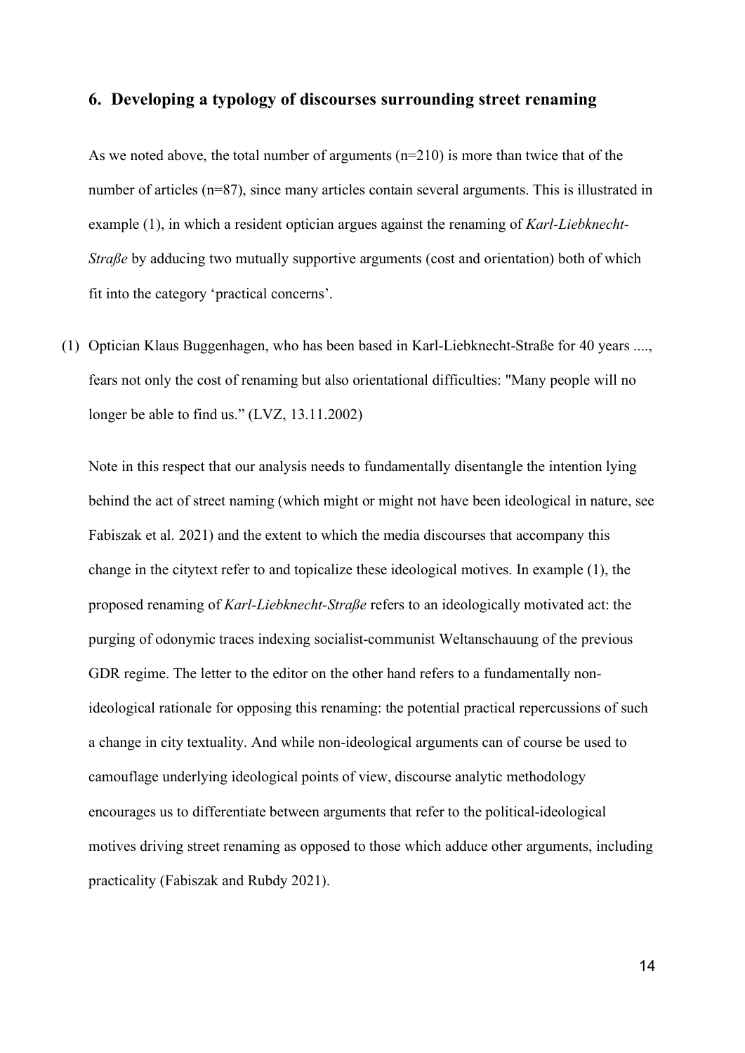## 6. Developing a typology of discourses surrounding street renaming

As we noted above, the total number of arguments (n=210) is more than twice that of the number of articles (n=87), since many articles contain several arguments. This is illustrated in example (1), in which a resident optician argues against the renaming of *Karl-Liebknecht-Straße* by adducing two mutually supportive arguments (cost and orientation) both of which fit into the category 'practical concerns'.

(1) Optician Klaus Buggenhagen, who has been based in Karl-Liebknecht-Straße for 40 years ...., fears not only the cost of renaming but also orientational difficulties: "Many people will no longer be able to find us." (LVZ, 13.11.2002)

Note in this respect that our analysis needs to fundamentally disentangle the intention lying behind the act of street naming (which might or might not have been ideological in nature, see Fabiszak et al. 2021) and the extent to which the media discourses that accompany this change in the citytext refer to and topicalize these ideological motives. In example (1), the proposed renaming of *Karl-Liebknecht-Straße* refers to an ideologically motivated act: the purging of odonymic traces indexing socialist-communist Weltanschauung of the previous GDR regime. The letter to the editor on the other hand refers to a fundamentally non-ideological rationale for opposing this renaming: the potential practical repercussions of such a change in city textuality. And while non-ideological arguments can of course be used to camouflage underlying ideological points of view, discourse analytic methodology encourages us to differentiate between arguments that refer to the political-ideological motives driving street renaming as opposed to those which adduce other arguments, including practicality (Fabiszak and Rubdy 2021).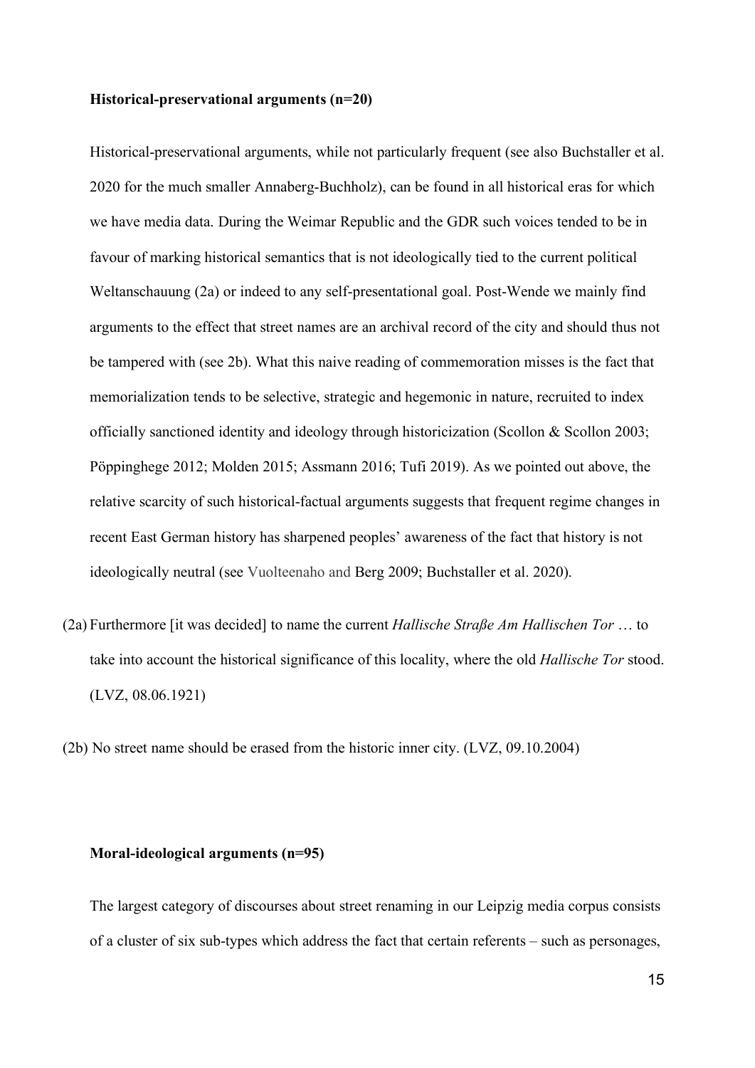**Historical-preservational arguments (n=20)**

Historical-preservational arguments, while not particularly frequent (see also Buchstaller et al. 2020 for the much smaller Annaberg-Buchholz), can be found in all historical eras for which we have media data. During the Weimar Republic and the GDR such voices tended to be in favour of marking historical semantics that is not ideologically tied to the current political Weltanschauung (2a) or indeed to any self-presentational goal. Post-Wende we mainly find arguments to the effect that street names are an archival record of the city and should thus not be tampered with (see 2b). What this naive reading of commemoration misses is the fact that memorialization tends to be selective, strategic and hegemonic in nature, recruited to index officially sanctioned identity and ideology through historicization (Scollon & Scollon 2003; Pöppinghege 2012; Molden 2015; Assmann 2016; Tufi 2019). As we pointed out above, the relative scarcity of such historical-factual arguments suggests that frequent regime changes in recent East German history has sharpened peoples' awareness of the fact that history is not ideologically neutral (see Vuolteenaho and Berg 2009; Buchstaller et al. 2020).

(2a) Furthermore [it was decided] to name the current *Hallische Straße Am Hallischen Tor* … to take into account the historical significance of this locality, where the old *Hallische Tor* stood. (LVZ, 08.06.1921)

(2b) No street name should be erased from the historic inner city. (LVZ, 09.10.2004)

**Moral-ideological arguments (n=95)**

The largest category of discourses about street renaming in our Leipzig media corpus consists of a cluster of six sub-types which address the fact that certain referents – such as personages,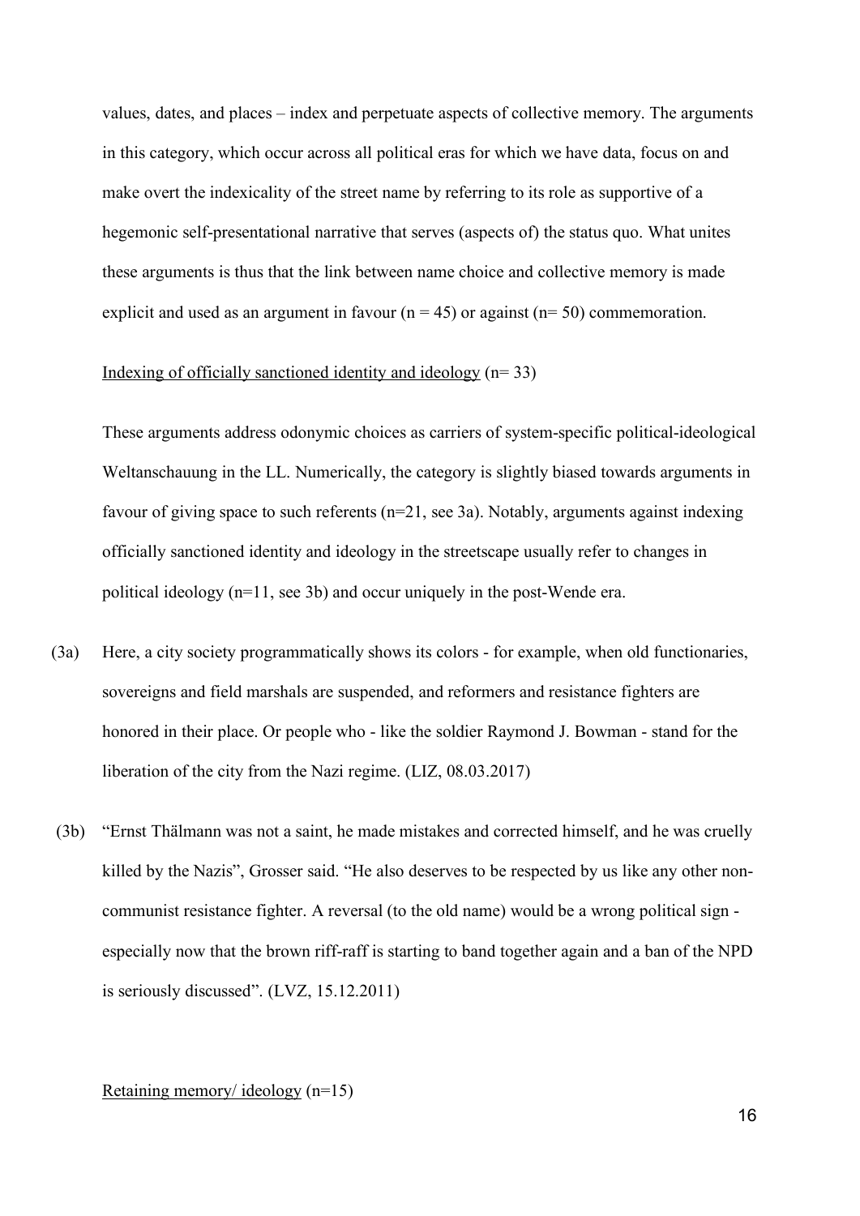values, dates, and places – index and perpetuate aspects of collective memory. The arguments in this category, which occur across all political eras for which we have data, focus on and make overt the indexicality of the street name by referring to its role as supportive of a hegemonic self-presentational narrative that serves (aspects of) the status quo. What unites these arguments is thus that the link between name choice and collective memory is made explicit and used as an argument in favour (n = 45) or against (n= 50) commemoration.

<u>Indexing of officially sanctioned identity and ideology</u> (n= 33)

These arguments address odonymic choices as carriers of system-specific political-ideological Weltanschauung in the LL. Numerically, the category is slightly biased towards arguments in favour of giving space to such referents (n=21, see 3a). Notably, arguments against indexing officially sanctioned identity and ideology in the streetscape usually refer to changes in political ideology (n=11, see 3b) and occur uniquely in the post-Wende era.

(3a) Here, a city society programmatically shows its colors - for example, when old functionaries, sovereigns and field marshals are suspended, and reformers and resistance fighters are honored in their place. Or people who - like the soldier Raymond J. Bowman - stand for the liberation of the city from the Nazi regime. (LIZ, 08.03.2017)

(3b) "Ernst Thälmann was not a saint, he made mistakes and corrected himself, and he was cruelly killed by the Nazis", Grosser said. "He also deserves to be respected by us like any other non-communist resistance fighter. A reversal (to the old name) would be a wrong political sign - especially now that the brown riff-raff is starting to band together again and a ban of the NPD is seriously discussed". (LVZ, 15.12.2011)

<u>Retaining memory/ ideology</u> (n=15)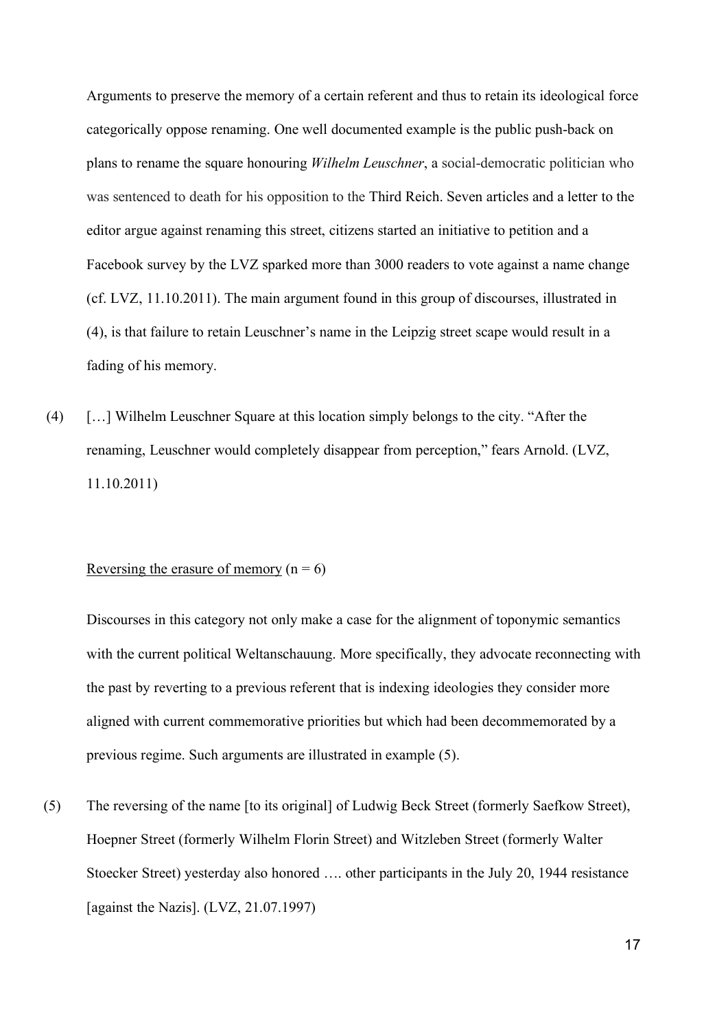Arguments to preserve the memory of a certain referent and thus to retain its ideological force categorically oppose renaming. One well documented example is the public push-back on plans to rename the square honouring *Wilhelm Leuschner*, a social-democratic politician who was sentenced to death for his opposition to the Third Reich. Seven articles and a letter to the editor argue against renaming this street, citizens started an initiative to petition and a Facebook survey by the LVZ sparked more than 3000 readers to vote against a name change (cf. LVZ, 11.10.2011). The main argument found in this group of discourses, illustrated in (4), is that failure to retain Leuschner's name in the Leipzig street scape would result in a fading of his memory.

(4) […] Wilhelm Leuschner Square at this location simply belongs to the city. "After the renaming, Leuschner would completely disappear from perception," fears Arnold. (LVZ, 11.10.2011)

<u>Reversing the erasure of memory</u> (n = 6)

Discourses in this category not only make a case for the alignment of toponymic semantics with the current political Weltanschauung. More specifically, they advocate reconnecting with the past by reverting to a previous referent that is indexing ideologies they consider more aligned with current commemorative priorities but which had been decommemorated by a previous regime. Such arguments are illustrated in example (5).

(5) The reversing of the name [to its original] of Ludwig Beck Street (formerly Saefkow Street), Hoepner Street (formerly Wilhelm Florin Street) and Witzleben Street (formerly Walter Stoecker Street) yesterday also honored …. other participants in the July 20, 1944 resistance [against the Nazis]. (LVZ, 21.07.1997)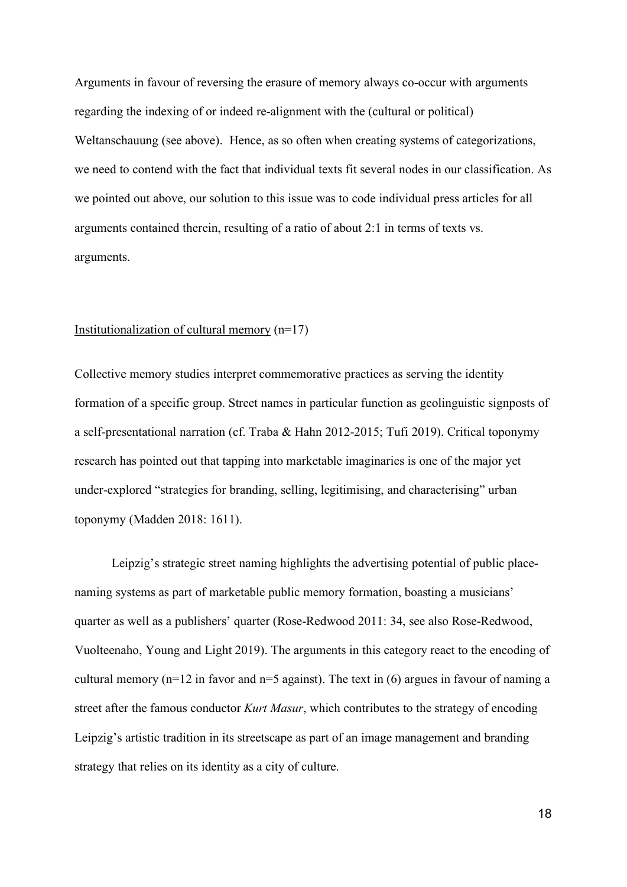Arguments in favour of reversing the erasure of memory always co-occur with arguments regarding the indexing of or indeed re-alignment with the (cultural or political) Weltanschauung (see above). Hence, as so often when creating systems of categorizations, we need to contend with the fact that individual texts fit several nodes in our classification. As we pointed out above, our solution to this issue was to code individual press articles for all arguments contained therein, resulting of a ratio of about 2:1 in terms of texts vs. arguments.

<u>Institutionalization of cultural memory</u> (n=17)

Collective memory studies interpret commemorative practices as serving the identity formation of a specific group. Street names in particular function as geolinguistic signposts of a self-presentational narration (cf. Traba & Hahn 2012-2015; Tufi 2019). Critical toponymy research has pointed out that tapping into marketable imaginaries is one of the major yet under-explored "strategies for branding, selling, legitimising, and characterising" urban toponymy (Madden 2018: 1611).

Leipzig's strategic street naming highlights the advertising potential of public place-naming systems as part of marketable public memory formation, boasting a musicians' quarter as well as a publishers' quarter (Rose-Redwood 2011: 34, see also Rose-Redwood, Vuolteenaho, Young and Light 2019). The arguments in this category react to the encoding of cultural memory (n=12 in favor and n=5 against). The text in (6) argues in favour of naming a street after the famous conductor *Kurt Masur*, which contributes to the strategy of encoding Leipzig's artistic tradition in its streetscape as part of an image management and branding strategy that relies on its identity as a city of culture.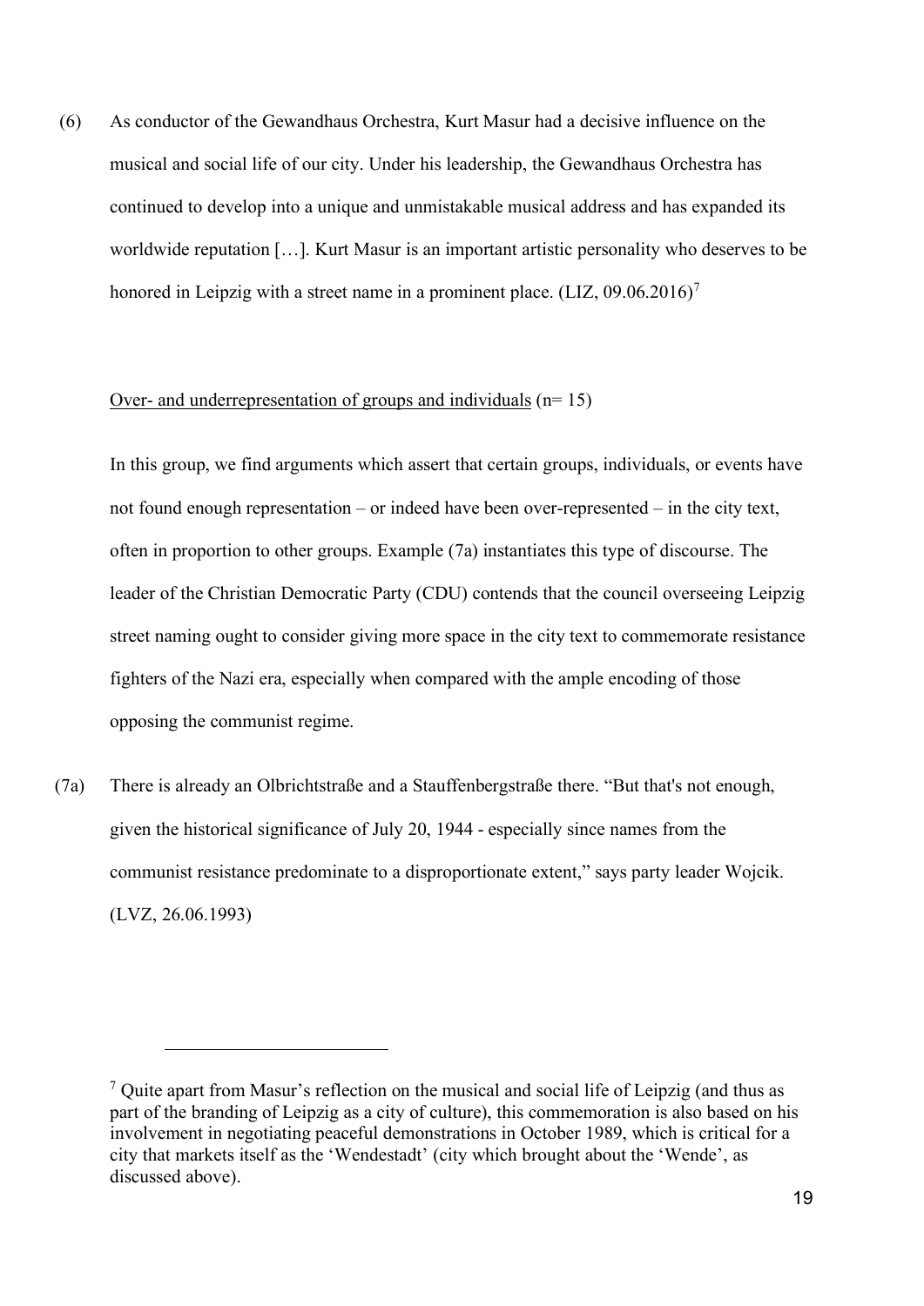(6) As conductor of the Gewandhaus Orchestra, Kurt Masur had a decisive influence on the musical and social life of our city. Under his leadership, the Gewandhaus Orchestra has continued to develop into a unique and unmistakable musical address and has expanded its worldwide reputation […]. Kurt Masur is an important artistic personality who deserves to be honored in Leipzig with a street name in a prominent place. (LIZ, 09.06.2016)[7]

<u>Over- and underrepresentation of groups and individuals</u> (n= 15)

In this group, we find arguments which assert that certain groups, individuals, or events have not found enough representation – or indeed have been over-represented – in the city text, often in proportion to other groups. Example (7a) instantiates this type of discourse. The leader of the Christian Democratic Party (CDU) contends that the council overseeing Leipzig street naming ought to consider giving more space in the city text to commemorate resistance fighters of the Nazi era, especially when compared with the ample encoding of those opposing the communist regime.

(7a) There is already an Olbrichtstraße and a Stauffenbergstraße there. "But that's not enough, given the historical significance of July 20, 1944 - especially since names from the communist resistance predominate to a disproportionate extent," says party leader Wojcik. (LVZ, 26.06.1993)

[7] Quite apart from Masur's reflection on the musical and social life of Leipzig (and thus as part of the branding of Leipzig as a city of culture), this commemoration is also based on his involvement in negotiating peaceful demonstrations in October 1989, which is critical for a city that markets itself as the 'Wendestadt' (city which brought about the 'Wende', as discussed above).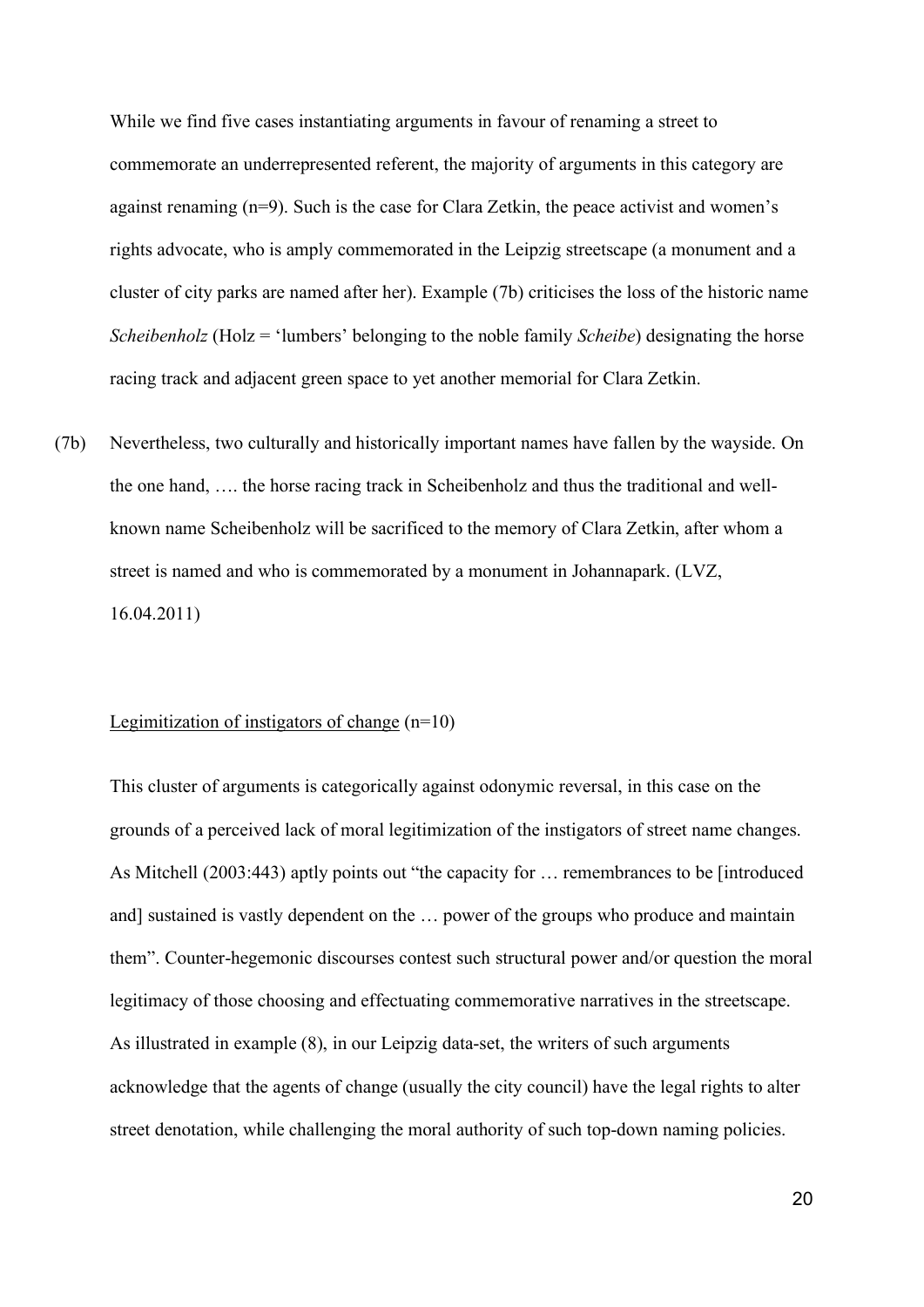While we find five cases instantiating arguments in favour of renaming a street to commemorate an underrepresented referent, the majority of arguments in this category are against renaming (n=9). Such is the case for Clara Zetkin, the peace activist and women's rights advocate, who is amply commemorated in the Leipzig streetscape (a monument and a cluster of city parks are named after her). Example (7b) criticises the loss of the historic name *Scheibenholz* (Holz = 'lumbers' belonging to the noble family *Scheibe*) designating the horse racing track and adjacent green space to yet another memorial for Clara Zetkin.

(7b) Nevertheless, two culturally and historically important names have fallen by the wayside. On the one hand, …. the horse racing track in Scheibenholz and thus the traditional and well-known name Scheibenholz will be sacrificed to the memory of Clara Zetkin, after whom a street is named and who is commemorated by a monument in Johannapark. (LVZ, 16.04.2011)

<u>Legimitization of instigators of change</u> (n=10)

This cluster of arguments is categorically against odonymic reversal, in this case on the grounds of a perceived lack of moral legitimization of the instigators of street name changes. As Mitchell (2003:443) aptly points out "the capacity for … remembrances to be [introduced and] sustained is vastly dependent on the … power of the groups who produce and maintain them". Counter-hegemonic discourses contest such structural power and/or question the moral legitimacy of those choosing and effectuating commemorative narratives in the streetscape. As illustrated in example (8), in our Leipzig data-set, the writers of such arguments acknowledge that the agents of change (usually the city council) have the legal rights to alter street denotation, while challenging the moral authority of such top-down naming policies.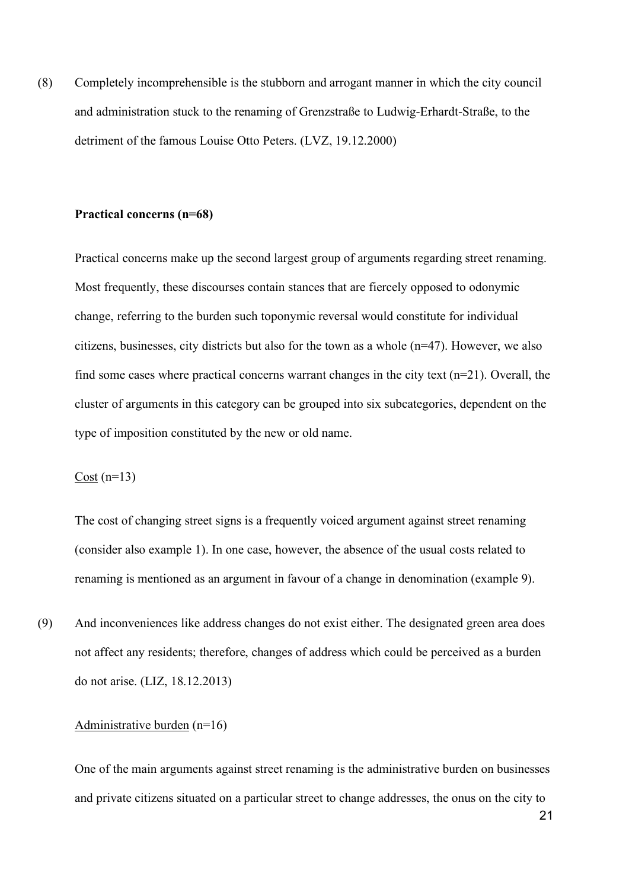(8) Completely incomprehensible is the stubborn and arrogant manner in which the city council and administration stuck to the renaming of Grenzstraße to Ludwig-Erhardt-Straße, to the detriment of the famous Louise Otto Peters. (LVZ, 19.12.2000)

**Practical concerns (n=68)**

Practical concerns make up the second largest group of arguments regarding street renaming. Most frequently, these discourses contain stances that are fiercely opposed to odonymic change, referring to the burden such toponymic reversal would constitute for individual citizens, businesses, city districts but also for the town as a whole (n=47). However, we also find some cases where practical concerns warrant changes in the city text (n=21). Overall, the cluster of arguments in this category can be grouped into six subcategories, dependent on the type of imposition constituted by the new or old name.

<u>Cost</u> (n=13)

The cost of changing street signs is a frequently voiced argument against street renaming (consider also example 1). In one case, however, the absence of the usual costs related to renaming is mentioned as an argument in favour of a change in denomination (example 9).

(9) And inconveniences like address changes do not exist either. The designated green area does not affect any residents; therefore, changes of address which could be perceived as a burden do not arise. (LIZ, 18.12.2013)

<u>Administrative burden</u> (n=16)

One of the main arguments against street renaming is the administrative burden on businesses and private citizens situated on a particular street to change addresses, the onus on the city to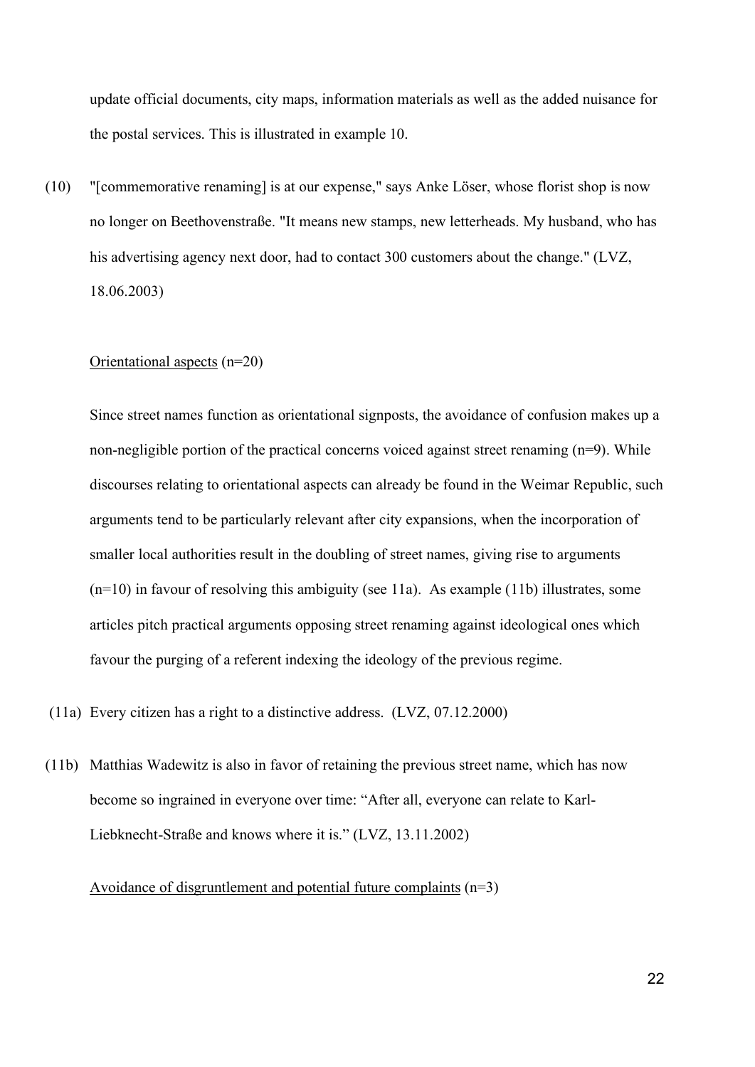update official documents, city maps, information materials as well as the added nuisance for the postal services. This is illustrated in example 10.

(10) "[commemorative renaming] is at our expense," says Anke Löser, whose florist shop is now no longer on Beethovenstraße. "It means new stamps, new letterheads. My husband, who has his advertising agency next door, had to contact 300 customers about the change." (LVZ, 18.06.2003)

<u>Orientational aspects</u> (n=20)

Since street names function as orientational signposts, the avoidance of confusion makes up a non-negligible portion of the practical concerns voiced against street renaming (n=9). While discourses relating to orientational aspects can already be found in the Weimar Republic, such arguments tend to be particularly relevant after city expansions, when the incorporation of smaller local authorities result in the doubling of street names, giving rise to arguments (n=10) in favour of resolving this ambiguity (see 11a). As example (11b) illustrates, some articles pitch practical arguments opposing street renaming against ideological ones which favour the purging of a referent indexing the ideology of the previous regime.

(11a) Every citizen has a right to a distinctive address. (LVZ, 07.12.2000)

(11b) Matthias Wadewitz is also in favor of retaining the previous street name, which has now become so ingrained in everyone over time: "After all, everyone can relate to Karl-Liebknecht-Straße and knows where it is." (LVZ, 13.11.2002)

<u>Avoidance of disgruntlement and potential future complaints</u> (n=3)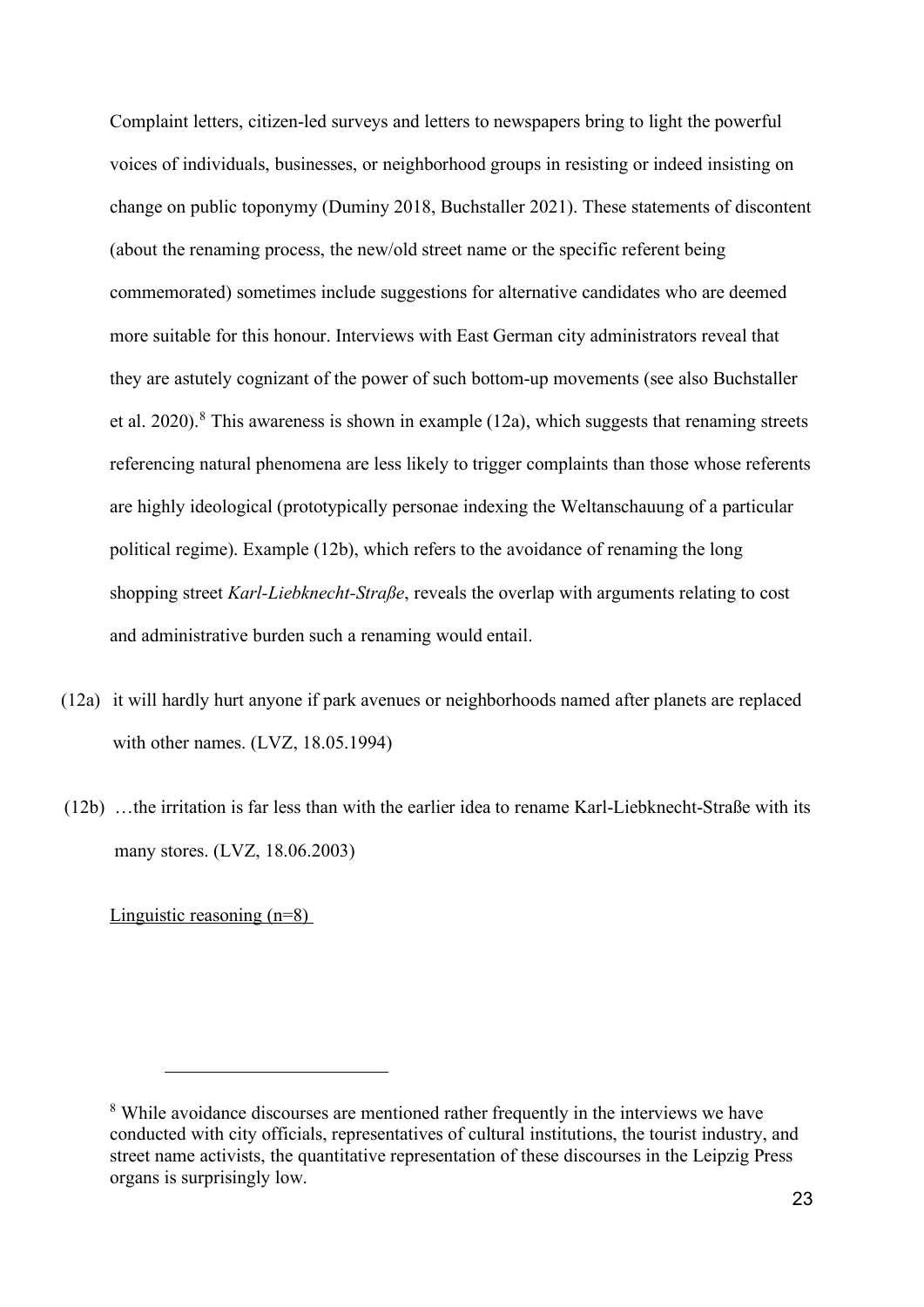Complaint letters, citizen-led surveys and letters to newspapers bring to light the powerful voices of individuals, businesses, or neighborhood groups in resisting or indeed insisting on change on public toponymy (Duminy 2018, Buchstaller 2021). These statements of discontent (about the renaming process, the new/old street name or the specific referent being commemorated) sometimes include suggestions for alternative candidates who are deemed more suitable for this honour. Interviews with East German city administrators reveal that they are astutely cognizant of the power of such bottom-up movements (see also Buchstaller et al. 2020).[8] This awareness is shown in example (12a), which suggests that renaming streets referencing natural phenomena are less likely to trigger complaints than those whose referents are highly ideological (prototypically personae indexing the Weltanschauung of a particular political regime). Example (12b), which refers to the avoidance of renaming the long shopping street *Karl-Liebknecht-Straße*, reveals the overlap with arguments relating to cost and administrative burden such a renaming would entail.

(12a) it will hardly hurt anyone if park avenues or neighborhoods named after planets are replaced with other names. (LVZ, 18.05.1994)

(12b) …the irritation is far less than with the earlier idea to rename Karl-Liebknecht-Straße with its many stores. (LVZ, 18.06.2003)

<u>Linguistic reasoning (n=8)</u>

[8] While avoidance discourses are mentioned rather frequently in the interviews we have conducted with city officials, representatives of cultural institutions, the tourist industry, and street name activists, the quantitative representation of these discourses in the Leipzig Press organs is surprisingly low.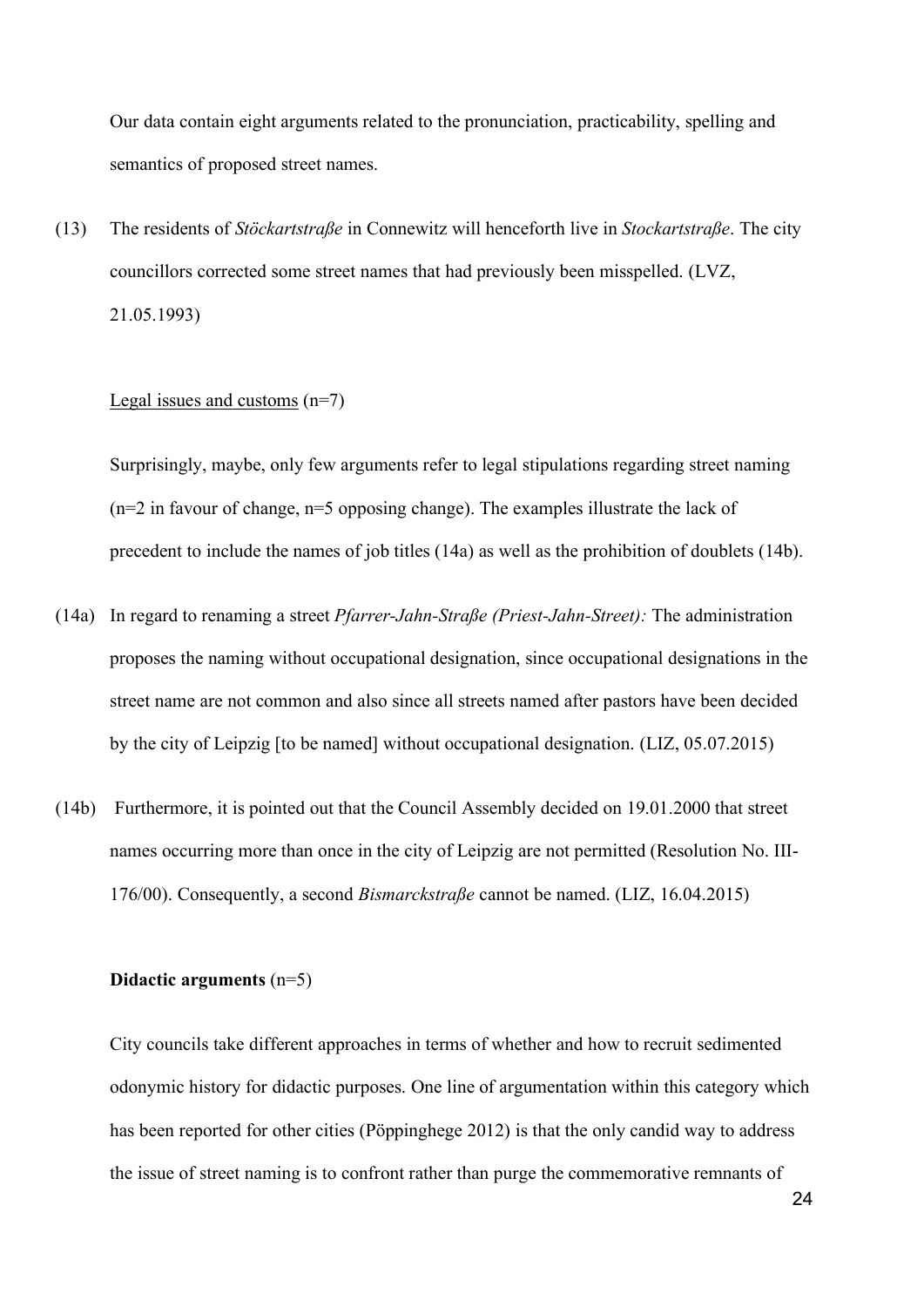Our data contain eight arguments related to the pronunciation, practicability, spelling and semantics of proposed street names.

(13) The residents of *Stöckartstraße* in Connewitz will henceforth live in *Stockartstraße*. The city councillors corrected some street names that had previously been misspelled. (LVZ, 21.05.1993)

<u>Legal issues and customs</u> (n=7)

Surprisingly, maybe, only few arguments refer to legal stipulations regarding street naming (n=2 in favour of change, n=5 opposing change). The examples illustrate the lack of precedent to include the names of job titles (14a) as well as the prohibition of doublets (14b).

(14a) In regard to renaming a street *Pfarrer-Jahn-Straße (Priest-Jahn-Street):* The administration proposes the naming without occupational designation, since occupational designations in the street name are not common and also since all streets named after pastors have been decided by the city of Leipzig [to be named] without occupational designation. (LIZ, 05.07.2015)

(14b) Furthermore, it is pointed out that the Council Assembly decided on 19.01.2000 that street names occurring more than once in the city of Leipzig are not permitted (Resolution No. III-176/00). Consequently, a second *Bismarckstraße* cannot be named. (LIZ, 16.04.2015)

**Didactic arguments** (n=5)

City councils take different approaches in terms of whether and how to recruit sedimented odonymic history for didactic purposes. One line of argumentation within this category which has been reported for other cities (Pöppinghege 2012) is that the only candid way to address the issue of street naming is to confront rather than purge the commemorative remnants of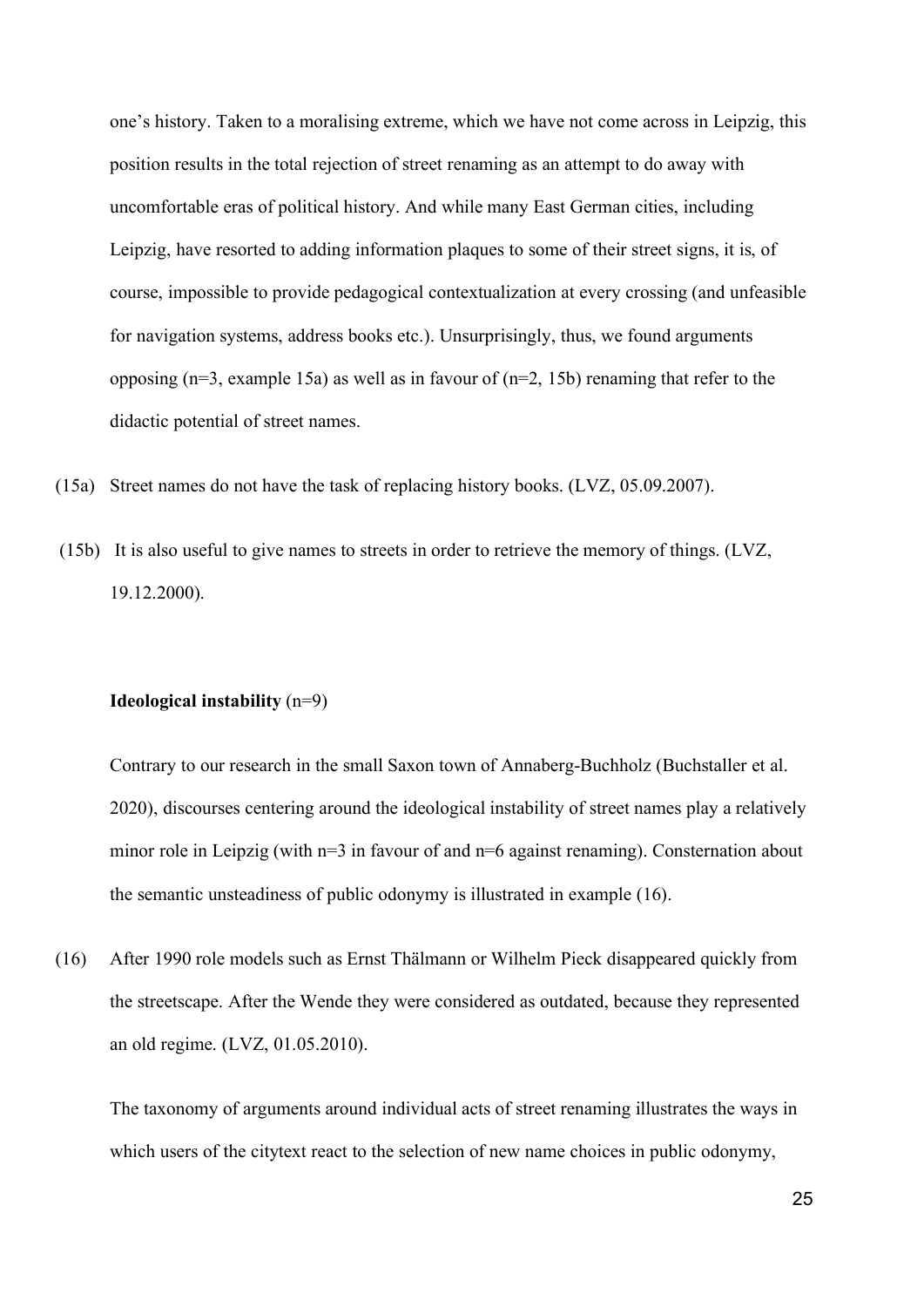one's history. Taken to a moralising extreme, which we have not come across in Leipzig, this position results in the total rejection of street renaming as an attempt to do away with uncomfortable eras of political history. And while many East German cities, including Leipzig, have resorted to adding information plaques to some of their street signs, it is, of course, impossible to provide pedagogical contextualization at every crossing (and unfeasible for navigation systems, address books etc.). Unsurprisingly, thus, we found arguments opposing (n=3, example 15a) as well as in favour of (n=2, 15b) renaming that refer to the didactic potential of street names.

(15a) Street names do not have the task of replacing history books. (LVZ, 05.09.2007).

(15b) It is also useful to give names to streets in order to retrieve the memory of things. (LVZ, 19.12.2000).

**Ideological instability** (n=9)

Contrary to our research in the small Saxon town of Annaberg-Buchholz (Buchstaller et al. 2020), discourses centering around the ideological instability of street names play a relatively minor role in Leipzig (with n=3 in favour of and n=6 against renaming). Consternation about the semantic unsteadiness of public odonymy is illustrated in example (16).

(16) After 1990 role models such as Ernst Thälmann or Wilhelm Pieck disappeared quickly from the streetscape. After the Wende they were considered as outdated, because they represented an old regime. (LVZ, 01.05.2010).

The taxonomy of arguments around individual acts of street renaming illustrates the ways in which users of the citytext react to the selection of new name choices in public odonymy,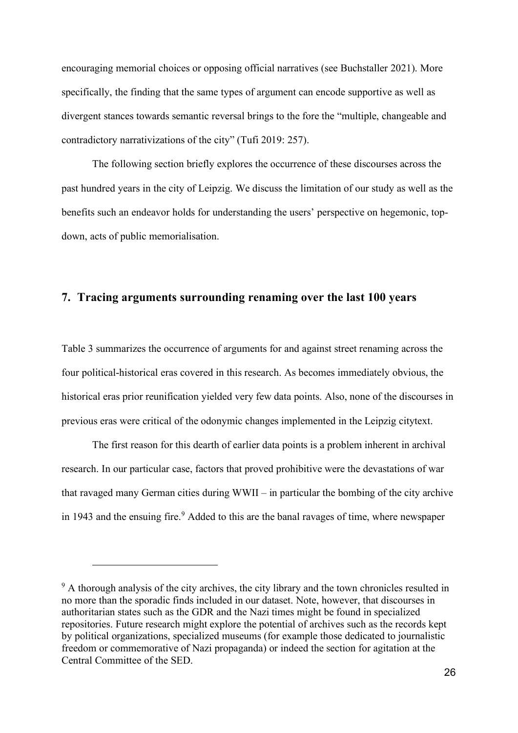encouraging memorial choices or opposing official narratives (see Buchstaller 2021). More specifically, the finding that the same types of argument can encode supportive as well as divergent stances towards semantic reversal brings to the fore the "multiple, changeable and contradictory narrativizations of the city" (Tufi 2019: 257).

The following section briefly explores the occurrence of these discourses across the past hundred years in the city of Leipzig. We discuss the limitation of our study as well as the benefits such an endeavor holds for understanding the users' perspective on hegemonic, top-down, acts of public memorialisation.

## 7. Tracing arguments surrounding renaming over the last 100 years

Table 3 summarizes the occurrence of arguments for and against street renaming across the four political-historical eras covered in this research. As becomes immediately obvious, the historical eras prior reunification yielded very few data points. Also, none of the discourses in previous eras were critical of the odonymic changes implemented in the Leipzig citytext.

The first reason for this dearth of earlier data points is a problem inherent in archival research. In our particular case, factors that proved prohibitive were the devastations of war that ravaged many German cities during WWII – in particular the bombing of the city archive in 1943 and the ensuing fire.[9] Added to this are the banal ravages of time, where newspaper

[9] A thorough analysis of the city archives, the city library and the town chronicles resulted in no more than the sporadic finds included in our dataset. Note, however, that discourses in authoritarian states such as the GDR and the Nazi times might be found in specialized repositories. Future research might explore the potential of archives such as the records kept by political organizations, specialized museums (for example those dedicated to journalistic freedom or commemorative of Nazi propaganda) or indeed the section for agitation at the Central Committee of the SED.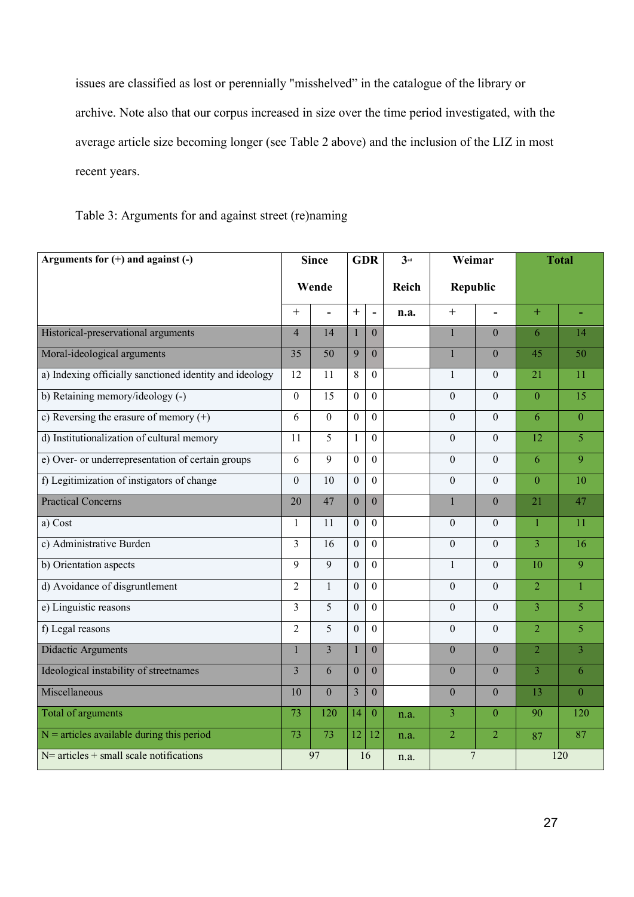issues are classified as lost or perennially "misshelved" in the catalogue of the library or archive. Note also that our corpus increased in size over the time period investigated, with the average article size becoming longer (see Table 2 above) and the inclusion of the LIZ in most recent years.

Table 3: Arguments for and against street (re)naming

| Arguments for (+) and against (-) | Since Wende | | GDR | | 3rd Reich | Weimar Republic | | Total | |
|---|---|---|---|---|---|---|---|---|---|
| | + | - | + | - | n.a. | + | - | + | - |
| Historical-preservational arguments | 4 | 14 | 1 | 0 | | 1 | 0 | 6 | 14 |
| Moral-ideological arguments | 35 | 50 | 9 | 0 | | 1 | 0 | 45 | 50 |
| a) Indexing officially sanctioned identity and ideology | 12 | 11 | 8 | 0 | | 1 | 0 | 21 | 11 |
| b) Retaining memory/ideology (-) | 0 | 15 | 0 | 0 | | 0 | 0 | 0 | 15 |
| c) Reversing the erasure of memory (+) | 6 | 0 | 0 | 0 | | 0 | 0 | 6 | 0 |
| d) Institutionalization of cultural memory | 11 | 5 | 1 | 0 | | 0 | 0 | 12 | 5 |
| e) Over- or underrepresentation of certain groups | 6 | 9 | 0 | 0 | | 0 | 0 | 6 | 9 |
| f) Legitimization of instigators of change | 0 | 10 | 0 | 0 | | 0 | 0 | 0 | 10 |
| Practical Concerns | 20 | 47 | 0 | 0 | | 1 | 0 | 21 | 47 |
| a) Cost | 1 | 11 | 0 | 0 | | 0 | 0 | 1 | 11 |
| c) Administrative Burden | 3 | 16 | 0 | 0 | | 0 | 0 | 3 | 16 |
| b) Orientation aspects | 9 | 9 | 0 | 0 | | 1 | 0 | 10 | 9 |
| d) Avoidance of disgruntlement | 2 | 1 | 0 | 0 | | 0 | 0 | 2 | 1 |
| e) Linguistic reasons | 3 | 5 | 0 | 0 | | 0 | 0 | 3 | 5 |
| f) Legal reasons | 2 | 5 | 0 | 0 | | 0 | 0 | 2 | 5 |
| Didactic Arguments | 1 | 3 | 1 | 0 | | 0 | 0 | 2 | 3 |
| Ideological instability of streetnames | 3 | 6 | 0 | 0 | | 0 | 0 | 3 | 6 |
| Miscellaneous | 10 | 0 | 3 | 0 | | 0 | 0 | 13 | 0 |
| Total of arguments | 73 | 120 | 14 | 0 | n.a. | 3 | 0 | 90 | 120 |
| N = articles available during this period | 73 | 73 | 12 | 12 | n.a. | 2 | 2 | 87 | 87 |
| N= articles + small scale notifications | 97 | | 16 | | n.a. | 7 | | 120 | |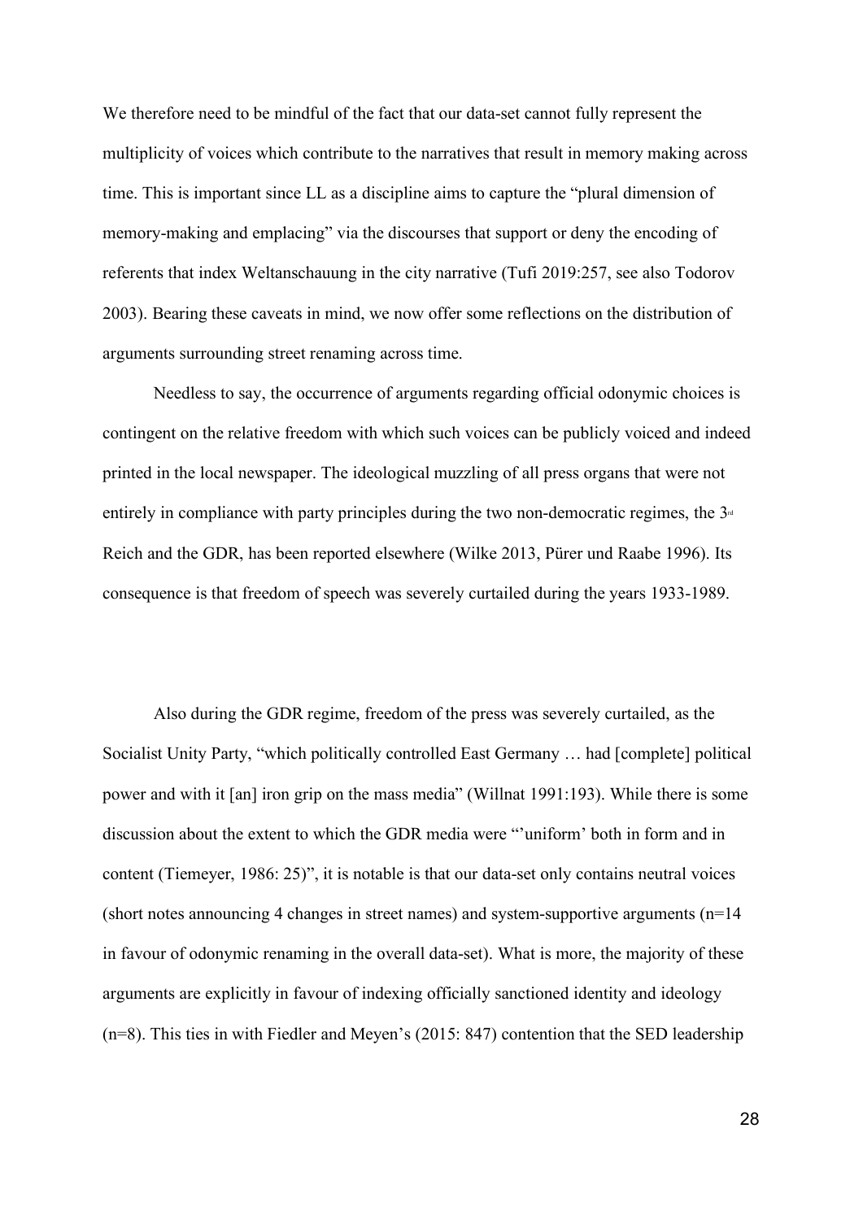We therefore need to be mindful of the fact that our data-set cannot fully represent the multiplicity of voices which contribute to the narratives that result in memory making across time. This is important since LL as a discipline aims to capture the "plural dimension of memory-making and emplacing" via the discourses that support or deny the encoding of referents that index Weltanschauung in the city narrative (Tufi 2019:257, see also Todorov 2003). Bearing these caveats in mind, we now offer some reflections on the distribution of arguments surrounding street renaming across time.

Needless to say, the occurrence of arguments regarding official odonymic choices is contingent on the relative freedom with which such voices can be publicly voiced and indeed printed in the local newspaper. The ideological muzzling of all press organs that were not entirely in compliance with party principles during the two non-democratic regimes, the 3rd Reich and the GDR, has been reported elsewhere (Wilke 2013, Pürer und Raabe 1996). Its consequence is that freedom of speech was severely curtailed during the years 1933-1989.

Also during the GDR regime, freedom of the press was severely curtailed, as the Socialist Unity Party, "which politically controlled East Germany … had [complete] political power and with it [an] iron grip on the mass media" (Willnat 1991:193). While there is some discussion about the extent to which the GDR media were "'uniform' both in form and in content (Tiemeyer, 1986: 25)", it is notable is that our data-set only contains neutral voices (short notes announcing 4 changes in street names) and system-supportive arguments (n=14 in favour of odonymic renaming in the overall data-set). What is more, the majority of these arguments are explicitly in favour of indexing officially sanctioned identity and ideology (n=8). This ties in with Fiedler and Meyen's (2015: 847) contention that the SED leadership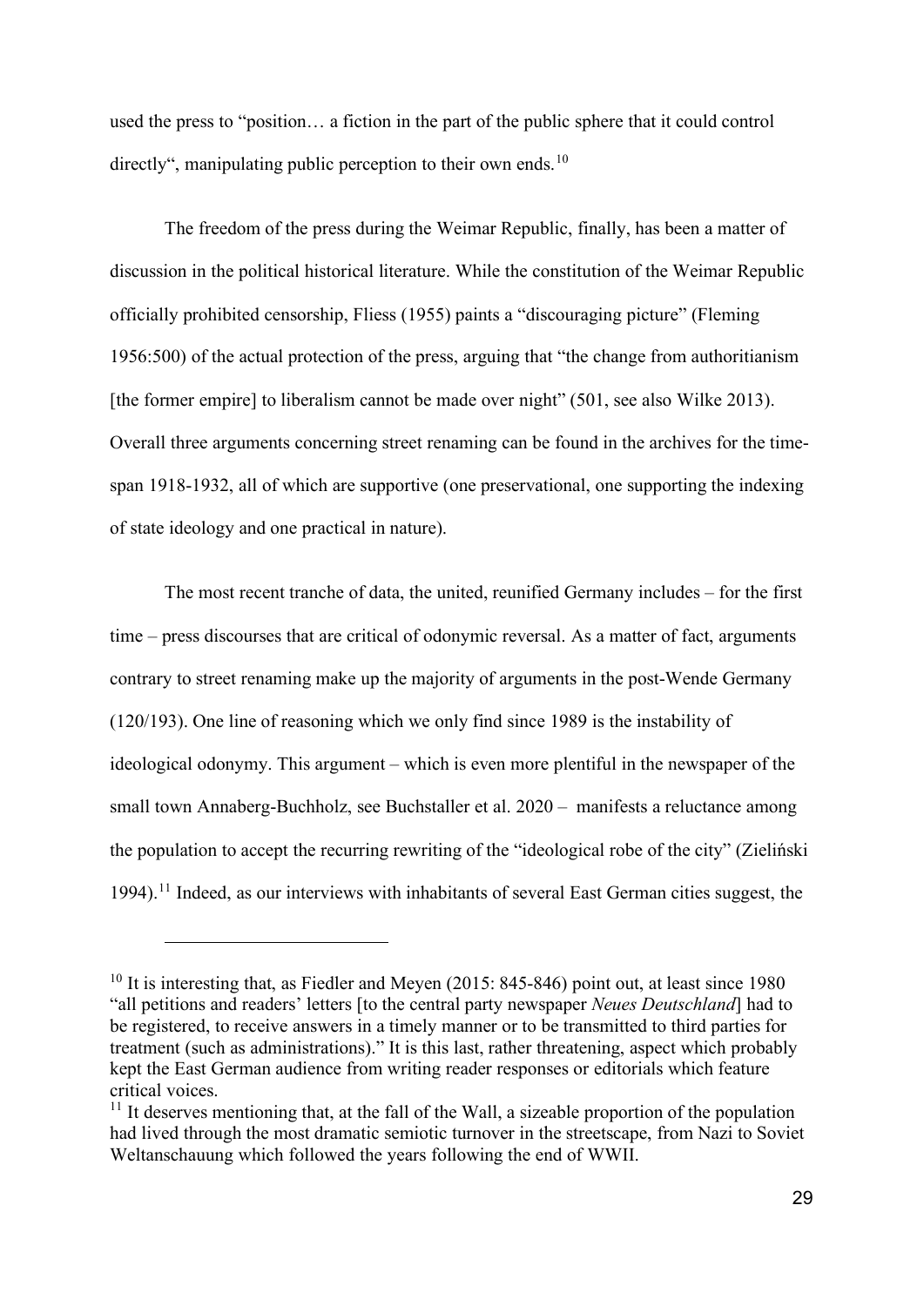used the press to "position… a fiction in the part of the public sphere that it could control directly", manipulating public perception to their own ends.[10]

The freedom of the press during the Weimar Republic, finally, has been a matter of discussion in the political historical literature. While the constitution of the Weimar Republic officially prohibited censorship, Fliess (1955) paints a "discouraging picture" (Fleming 1956:500) of the actual protection of the press, arguing that "the change from authoritianism [the former empire] to liberalism cannot be made over night" (501, see also Wilke 2013). Overall three arguments concerning street renaming can be found in the archives for the time-span 1918-1932, all of which are supportive (one preservational, one supporting the indexing of state ideology and one practical in nature).

The most recent tranche of data, the united, reunified Germany includes – for the first time – press discourses that are critical of odonymic reversal. As a matter of fact, arguments contrary to street renaming make up the majority of arguments in the post-Wende Germany (120/193). One line of reasoning which we only find since 1989 is the instability of ideological odonymy. This argument – which is even more plentiful in the newspaper of the small town Annaberg-Buchholz, see Buchstaller et al. 2020 – manifests a reluctance among the population to accept the recurring rewriting of the "ideological robe of the city" (Zieliński 1994).[11] Indeed, as our interviews with inhabitants of several East German cities suggest, the

[10] It is interesting that, as Fiedler and Meyen (2015: 845-846) point out, at least since 1980 "all petitions and readers' letters [to the central party newspaper *Neues Deutschland*] had to be registered, to receive answers in a timely manner or to be transmitted to third parties for treatment (such as administrations)." It is this last, rather threatening, aspect which probably kept the East German audience from writing reader responses or editorials which feature critical voices.

[11] It deserves mentioning that, at the fall of the Wall, a sizeable proportion of the population had lived through the most dramatic semiotic turnover in the streetscape, from Nazi to Soviet Weltanschauung which followed the years following the end of WWII.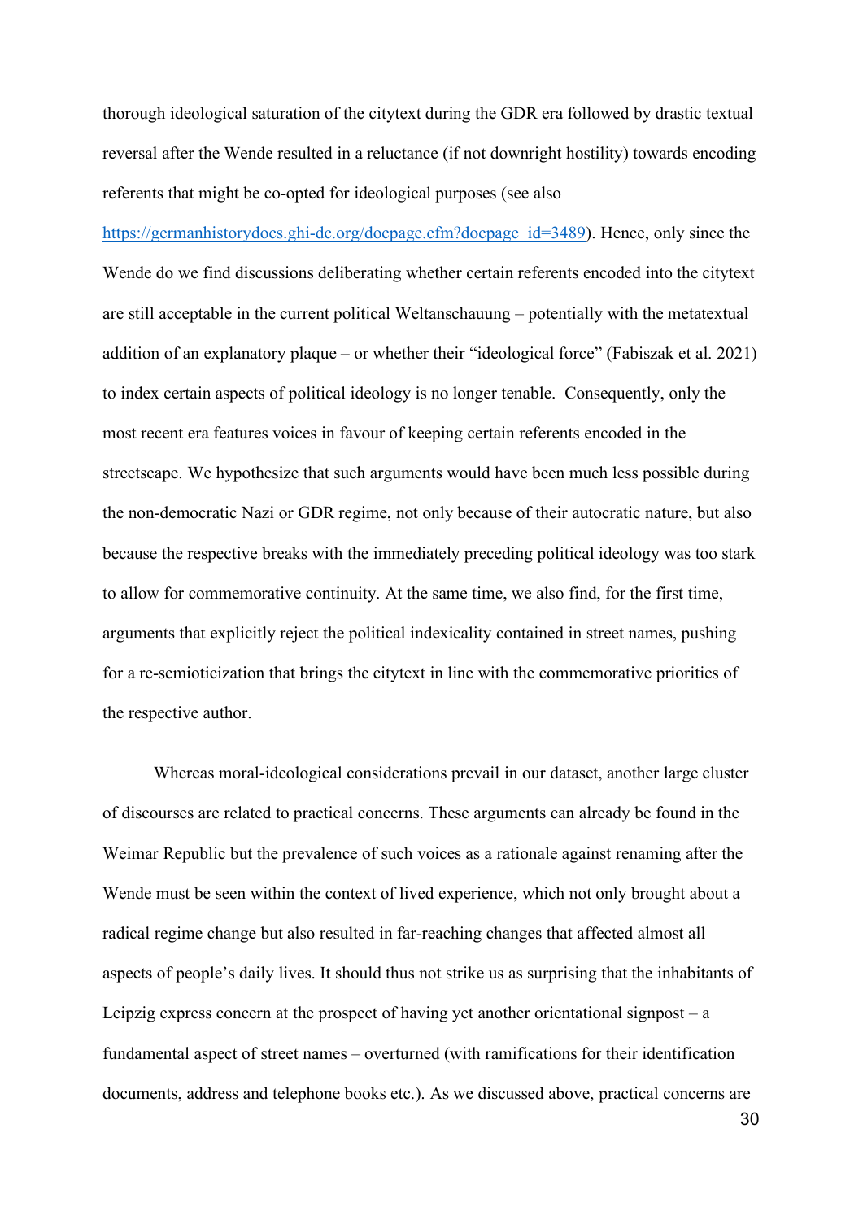thorough ideological saturation of the citytext during the GDR era followed by drastic textual reversal after the Wende resulted in a reluctance (if not downright hostility) towards encoding referents that might be co-opted for ideological purposes (see also [https://germanhistorydocs.ghi-dc.org/docpage.cfm?docpage_id=3489](https://germanhistorydocs.ghi-dc.org/docpage.cfm?docpage_id=3489)). Hence, only since the Wende do we find discussions deliberating whether certain referents encoded into the citytext are still acceptable in the current political Weltanschauung – potentially with the metatextual addition of an explanatory plaque – or whether their "ideological force" (Fabiszak et al. 2021) to index certain aspects of political ideology is no longer tenable. Consequently, only the most recent era features voices in favour of keeping certain referents encoded in the streetscape. We hypothesize that such arguments would have been much less possible during the non-democratic Nazi or GDR regime, not only because of their autocratic nature, but also because the respective breaks with the immediately preceding political ideology was too stark to allow for commemorative continuity. At the same time, we also find, for the first time, arguments that explicitly reject the political indexicality contained in street names, pushing for a re-semioticization that brings the citytext in line with the commemorative priorities of the respective author.

Whereas moral-ideological considerations prevail in our dataset, another large cluster of discourses are related to practical concerns. These arguments can already be found in the Weimar Republic but the prevalence of such voices as a rationale against renaming after the Wende must be seen within the context of lived experience, which not only brought about a radical regime change but also resulted in far-reaching changes that affected almost all aspects of people's daily lives. It should thus not strike us as surprising that the inhabitants of Leipzig express concern at the prospect of having yet another orientational signpost – a fundamental aspect of street names – overturned (with ramifications for their identification documents, address and telephone books etc.). As we discussed above, practical concerns are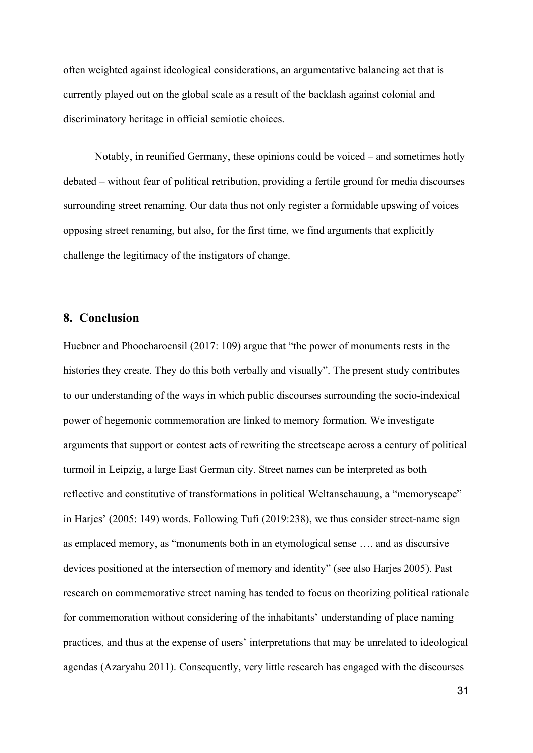often weighted against ideological considerations, an argumentative balancing act that is currently played out on the global scale as a result of the backlash against colonial and discriminatory heritage in official semiotic choices.

Notably, in reunified Germany, these opinions could be voiced – and sometimes hotly debated – without fear of political retribution, providing a fertile ground for media discourses surrounding street renaming. Our data thus not only register a formidable upswing of voices opposing street renaming, but also, for the first time, we find arguments that explicitly challenge the legitimacy of the instigators of change.

## 8. Conclusion

Huebner and Phoocharoensil (2017: 109) argue that "the power of monuments rests in the histories they create. They do this both verbally and visually". The present study contributes to our understanding of the ways in which public discourses surrounding the socio-indexical power of hegemonic commemoration are linked to memory formation. We investigate arguments that support or contest acts of rewriting the streetscape across a century of political turmoil in Leipzig, a large East German city. Street names can be interpreted as both reflective and constitutive of transformations in political Weltanschauung, a "memoryscape" in Harjes' (2005: 149) words. Following Tufi (2019:238), we thus consider street-name sign as emplaced memory, as "monuments both in an etymological sense …. and as discursive devices positioned at the intersection of memory and identity" (see also Harjes 2005). Past research on commemorative street naming has tended to focus on theorizing political rationale for commemoration without considering of the inhabitants' understanding of place naming practices, and thus at the expense of users' interpretations that may be unrelated to ideological agendas (Azaryahu 2011). Consequently, very little research has engaged with the discourses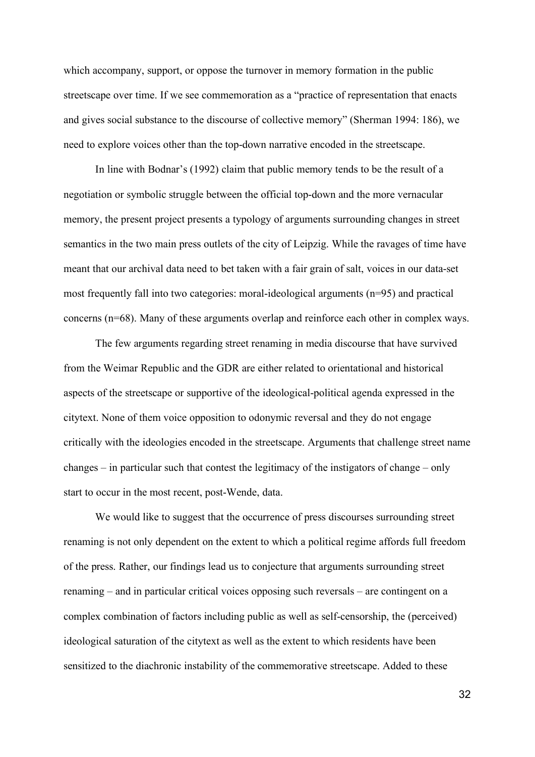which accompany, support, or oppose the turnover in memory formation in the public streetscape over time. If we see commemoration as a "practice of representation that enacts and gives social substance to the discourse of collective memory" (Sherman 1994: 186), we need to explore voices other than the top-down narrative encoded in the streetscape.

In line with Bodnar's (1992) claim that public memory tends to be the result of a negotiation or symbolic struggle between the official top-down and the more vernacular memory, the present project presents a typology of arguments surrounding changes in street semantics in the two main press outlets of the city of Leipzig. While the ravages of time have meant that our archival data need to bet taken with a fair grain of salt, voices in our data-set most frequently fall into two categories: moral-ideological arguments (n=95) and practical concerns (n=68). Many of these arguments overlap and reinforce each other in complex ways.

The few arguments regarding street renaming in media discourse that have survived from the Weimar Republic and the GDR are either related to orientational and historical aspects of the streetscape or supportive of the ideological-political agenda expressed in the citytext. None of them voice opposition to odonymic reversal and they do not engage critically with the ideologies encoded in the streetscape. Arguments that challenge street name changes – in particular such that contest the legitimacy of the instigators of change – only start to occur in the most recent, post-Wende, data.

We would like to suggest that the occurrence of press discourses surrounding street renaming is not only dependent on the extent to which a political regime affords full freedom of the press. Rather, our findings lead us to conjecture that arguments surrounding street renaming – and in particular critical voices opposing such reversals – are contingent on a complex combination of factors including public as well as self-censorship, the (perceived) ideological saturation of the citytext as well as the extent to which residents have been sensitized to the diachronic instability of the commemorative streetscape. Added to these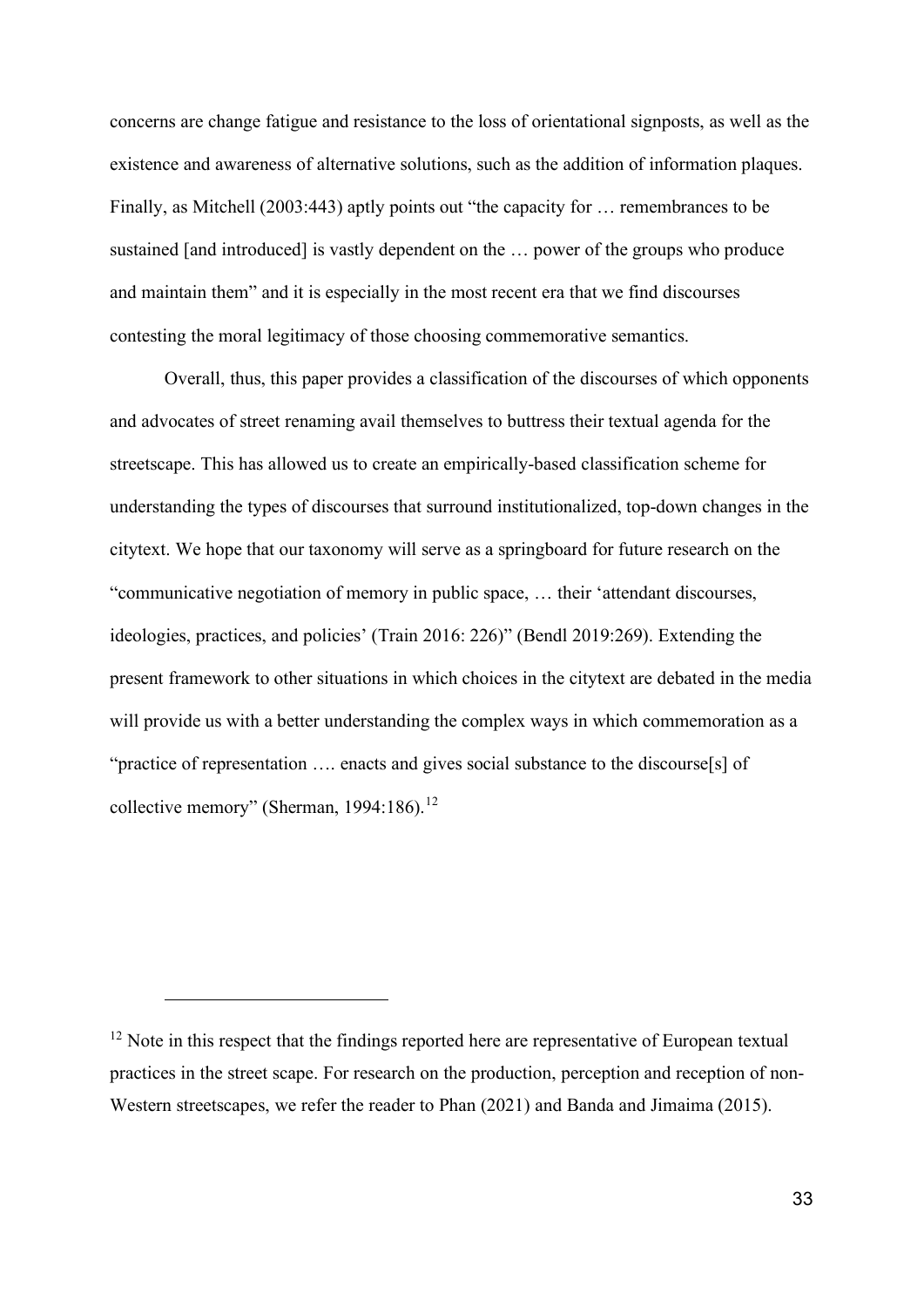concerns are change fatigue and resistance to the loss of orientational signposts, as well as the existence and awareness of alternative solutions, such as the addition of information plaques. Finally, as Mitchell (2003:443) aptly points out "the capacity for … remembrances to be sustained [and introduced] is vastly dependent on the … power of the groups who produce and maintain them" and it is especially in the most recent era that we find discourses contesting the moral legitimacy of those choosing commemorative semantics.

Overall, thus, this paper provides a classification of the discourses of which opponents and advocates of street renaming avail themselves to buttress their textual agenda for the streetscape. This has allowed us to create an empirically-based classification scheme for understanding the types of discourses that surround institutionalized, top-down changes in the citytext. We hope that our taxonomy will serve as a springboard for future research on the "communicative negotiation of memory in public space, … their 'attendant discourses, ideologies, practices, and policies' (Train 2016: 226)" (Bendl 2019:269). Extending the present framework to other situations in which choices in the citytext are debated in the media will provide us with a better understanding the complex ways in which commemoration as a "practice of representation …. enacts and gives social substance to the discourse[s] of collective memory" (Sherman, 1994:186).[12]

---

[12] Note in this respect that the findings reported here are representative of European textual practices in the street scape. For research on the production, perception and reception of non-Western streetscapes, we refer the reader to Phan (2021) and Banda and Jimaima (2015).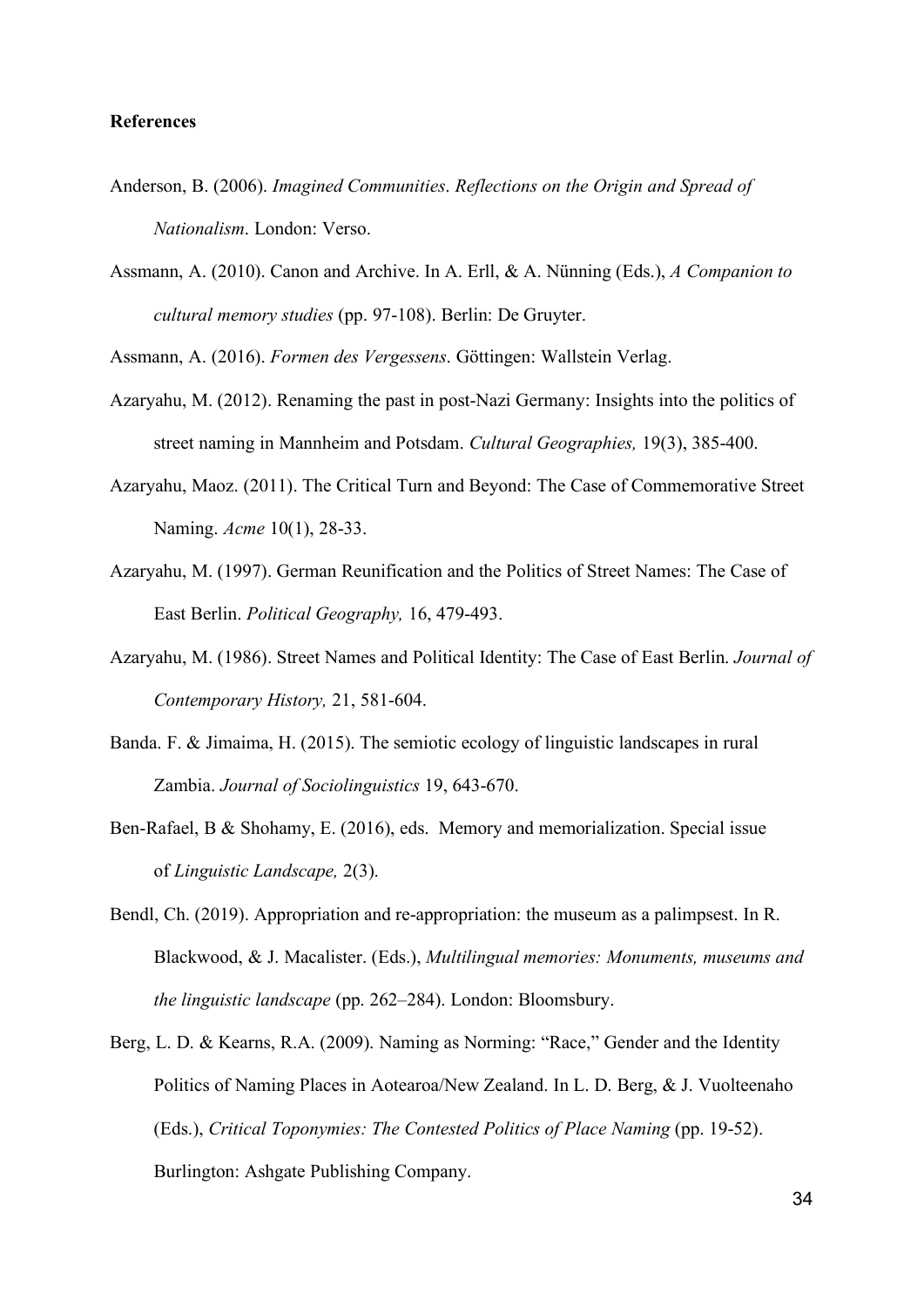**References**

Anderson, B. (2006). *Imagined Communities*. *Reflections on the Origin and Spread of Nationalism*. London: Verso.

Assmann, A. (2010). Canon and Archive. In A. Erll, & A. Nünning (Eds.), *A Companion to cultural memory studies* (pp. 97-108). Berlin: De Gruyter.

Assmann, A. (2016). *Formen des Vergessens*. Göttingen: Wallstein Verlag.

Azaryahu, M. (2012). Renaming the past in post-Nazi Germany: Insights into the politics of street naming in Mannheim and Potsdam. *Cultural Geographies,* 19(3), 385-400.

Azaryahu, Maoz. (2011). The Critical Turn and Beyond: The Case of Commemorative Street Naming. *Acme* 10(1), 28-33.

Azaryahu, M. (1997). German Reunification and the Politics of Street Names: The Case of East Berlin. *Political Geography,* 16, 479-493.

Azaryahu, M. (1986). Street Names and Political Identity: The Case of East Berlin. *Journal of Contemporary History,* 21, 581-604.

Banda. F. & Jimaima, H. (2015). The semiotic ecology of linguistic landscapes in rural Zambia. *Journal of Sociolinguistics* 19, 643-670.

Ben-Rafael, B & Shohamy, E. (2016), eds. Memory and memorialization. Special issue of *Linguistic Landscape,* 2(3).

Bendl, Ch. (2019). Appropriation and re-appropriation: the museum as a palimpsest. In R. Blackwood, & J. Macalister. (Eds.), *Multilingual memories: Monuments, museums and the linguistic landscape* (pp. 262–284). London: Bloomsbury.

Berg, L. D. & Kearns, R.A. (2009). Naming as Norming: "Race," Gender and the Identity Politics of Naming Places in Aotearoa/New Zealand. In L. D. Berg, & J. Vuolteenaho (Eds.), *Critical Toponymies: The Contested Politics of Place Naming* (pp. 19-52). Burlington: Ashgate Publishing Company.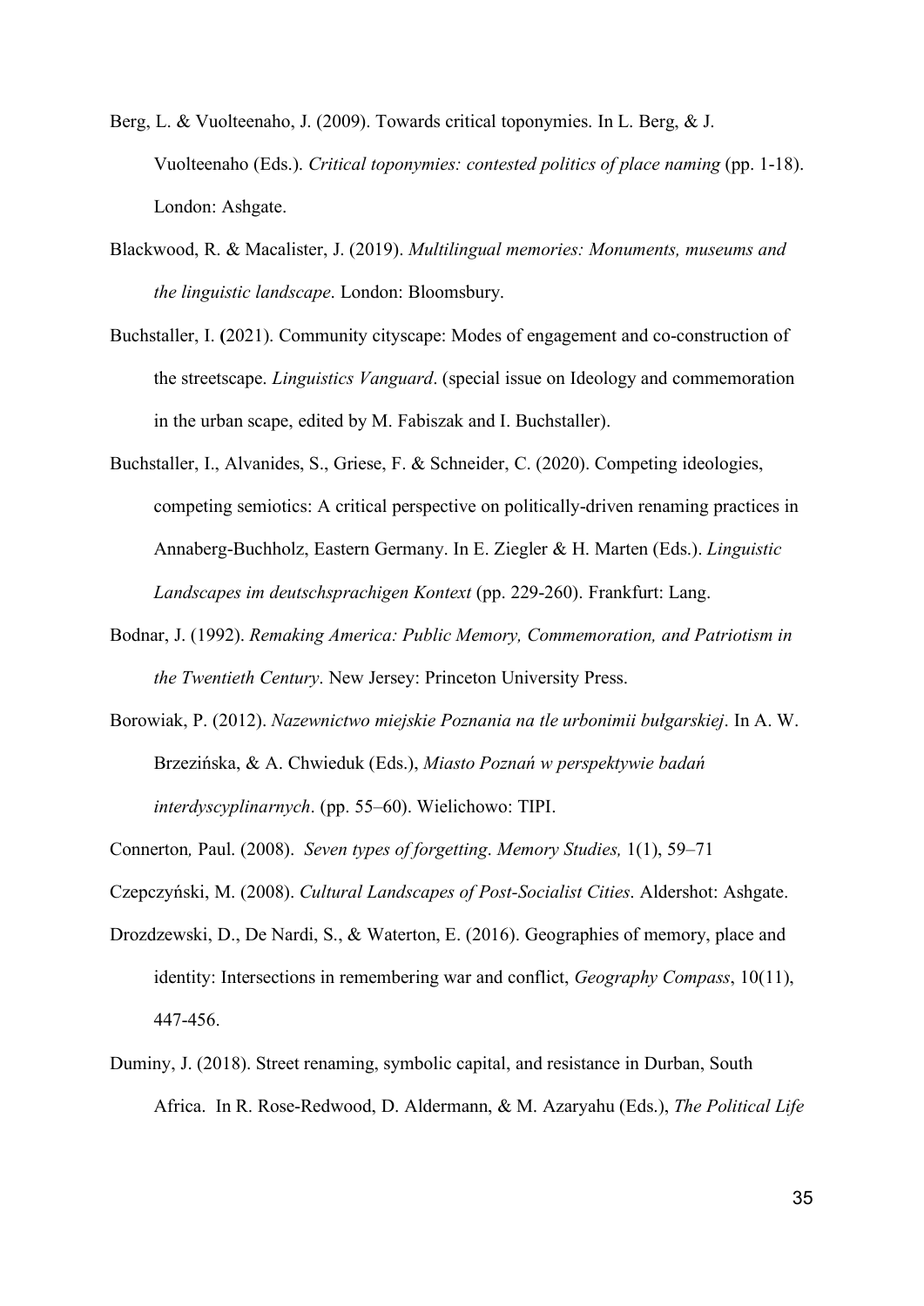Berg, L. & Vuolteenaho, J. (2009). Towards critical toponymies. In L. Berg, & J. Vuolteenaho (Eds.). *Critical toponymies: contested politics of place naming* (pp. 1-18). London: Ashgate.

Blackwood, R. & Macalister, J. (2019). *Multilingual memories: Monuments, museums and the linguistic landscape*. London: Bloomsbury.

Buchstaller, I. **(**2021). Community cityscape: Modes of engagement and co-construction of the streetscape. *Linguistics Vanguard*. (special issue on Ideology and commemoration in the urban scape, edited by M. Fabiszak and I. Buchstaller).

Buchstaller, I., Alvanides, S., Griese, F. & Schneider, C. (2020). Competing ideologies, competing semiotics: A critical perspective on politically-driven renaming practices in Annaberg-Buchholz, Eastern Germany. In E. Ziegler & H. Marten (Eds.). *Linguistic Landscapes im deutschsprachigen Kontext* (pp. 229-260). Frankfurt: Lang.

Bodnar, J. (1992). *Remaking America: Public Memory, Commemoration, and Patriotism in the Twentieth Century*. New Jersey: Princeton University Press.

Borowiak, P. (2012). *Nazewnictwo miejskie Poznania na tle urbonimii bułgarskiej*. In A. W. Brzezińska, & A. Chwieduk (Eds.), *Miasto Poznań w perspektywie badań interdyscyplinarnych*. (pp. 55–60). Wielichowo: TIPI.

Connerton*,* Paul. (2008). *Seven types of forgetting*. *Memory Studies,* 1(1), 59–71

Czepczyński, M. (2008). *Cultural Landscapes of Post-Socialist Cities*. Aldershot: Ashgate.

Drozdzewski, D., De Nardi, S., & Waterton, E. (2016). Geographies of memory, place and identity: Intersections in remembering war and conflict, *Geography Compass*, 10(11), 447-456.

Duminy, J. (2018). Street renaming, symbolic capital, and resistance in Durban, South Africa. In R. Rose-Redwood, D. Aldermann, & M. Azaryahu (Eds.), *The Political Life*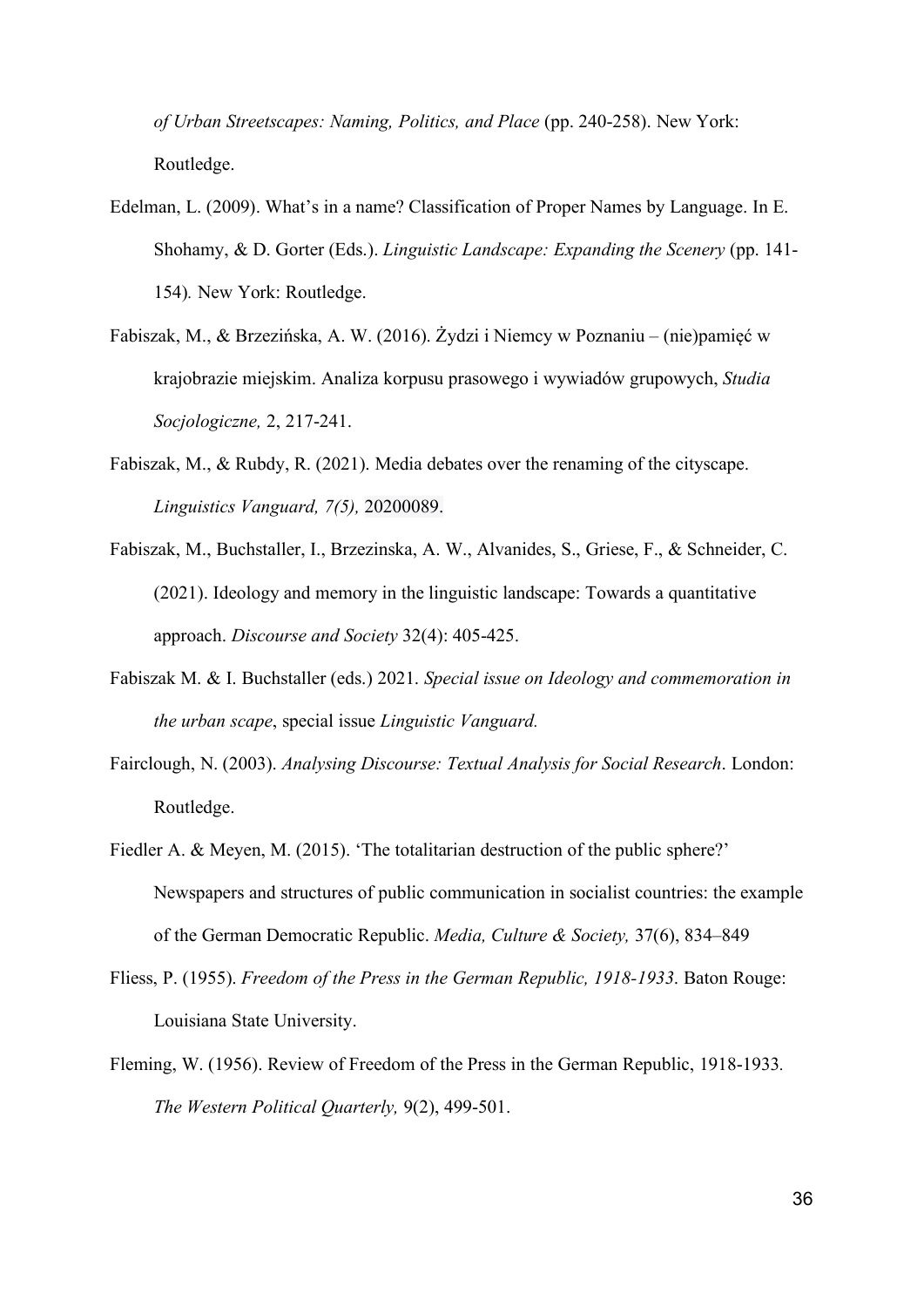*of Urban Streetscapes: Naming, Politics, and Place* (pp. 240-258). New York: Routledge.

Edelman, L. (2009). What's in a name? Classification of Proper Names by Language. In E. Shohamy, & D. Gorter (Eds.). *Linguistic Landscape: Expanding the Scenery* (pp. 141-154)*.* New York: Routledge.

Fabiszak, M., & Brzezińska, A. W. (2016). Żydzi i Niemcy w Poznaniu – (nie)pamięć w krajobrazie miejskim. Analiza korpusu prasowego i wywiadów grupowych, *Studia Socjologiczne,* 2, 217-241.

Fabiszak, M., & Rubdy, R. (2021). Media debates over the renaming of the cityscape. *Linguistics Vanguard, 7(5),* 20200089.

Fabiszak, M., Buchstaller, I., Brzezinska, A. W., Alvanides, S., Griese, F., & Schneider, C. (2021). Ideology and memory in the linguistic landscape: Towards a quantitative approach. *Discourse and Society* 32(4): 405-425.

Fabiszak M. & I. Buchstaller (eds.) 2021. *Special issue on Ideology and commemoration in the urban scape*, special issue *Linguistic Vanguard.*

Fairclough, N. (2003). *Analysing Discourse: Textual Analysis for Social Research*. London: Routledge.

Fiedler A. & Meyen, M. (2015). 'The totalitarian destruction of the public sphere?' Newspapers and structures of public communication in socialist countries: the example of the German Democratic Republic. *Media, Culture & Society,* 37(6), 834–849

Fliess, P. (1955). *Freedom of the Press in the German Republic, 1918-1933*. Baton Rouge: Louisiana State University.

Fleming, W. (1956). Review of Freedom of the Press in the German Republic, 1918-1933*. The Western Political Quarterly,* 9(2), 499-501.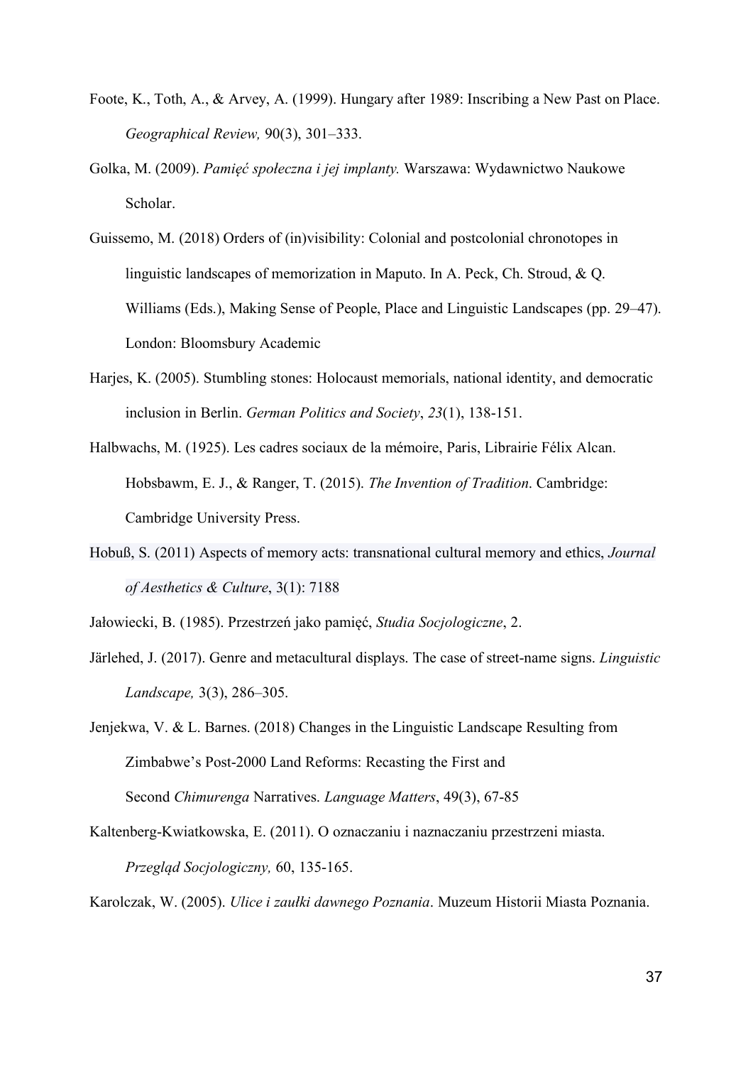Foote, K., Toth, A., & Arvey, A. (1999). Hungary after 1989: Inscribing a New Past on Place. *Geographical Review,* 90(3), 301–333.

Golka, M. (2009). *Pamięć społeczna i jej implanty.* Warszawa: Wydawnictwo Naukowe Scholar.

Guissemo, M. (2018) Orders of (in)visibility: Colonial and postcolonial chronotopes in linguistic landscapes of memorization in Maputo. In A. Peck, Ch. Stroud, & Q. Williams (Eds.), Making Sense of People, Place and Linguistic Landscapes (pp. 29–47). London: Bloomsbury Academic

Harjes, K. (2005). Stumbling stones: Holocaust memorials, national identity, and democratic inclusion in Berlin. *German Politics and Society*, *23*(1), 138-151.

Halbwachs, M. (1925). Les cadres sociaux de la mémoire, Paris, Librairie Félix Alcan. Hobsbawm, E. J., & Ranger, T. (2015). *The Invention of Tradition*. Cambridge: Cambridge University Press.

Hobuß, S. (2011) Aspects of memory acts: transnational cultural memory and ethics, *Journal of Aesthetics & Culture*, 3(1): 7188

Jałowiecki, B. (1985). Przestrzeń jako pamięć, *Studia Socjologiczne*, 2.

Järlehed, J. (2017). Genre and metacultural displays. The case of street-name signs. *Linguistic Landscape,* 3(3), 286–305.

Jenjekwa, V. & L. Barnes. (2018) Changes in the Linguistic Landscape Resulting from Zimbabwe's Post-2000 Land Reforms: Recasting the First and Second *Chimurenga* Narratives. *Language Matters*, 49(3), 67-85

Kaltenberg-Kwiatkowska, E. (2011). O oznaczaniu i naznaczaniu przestrzeni miasta. *Przegląd Socjologiczny,* 60, 135-165.

Karolczak, W. (2005). *Ulice i zaułki dawnego Poznania*. Muzeum Historii Miasta Poznania.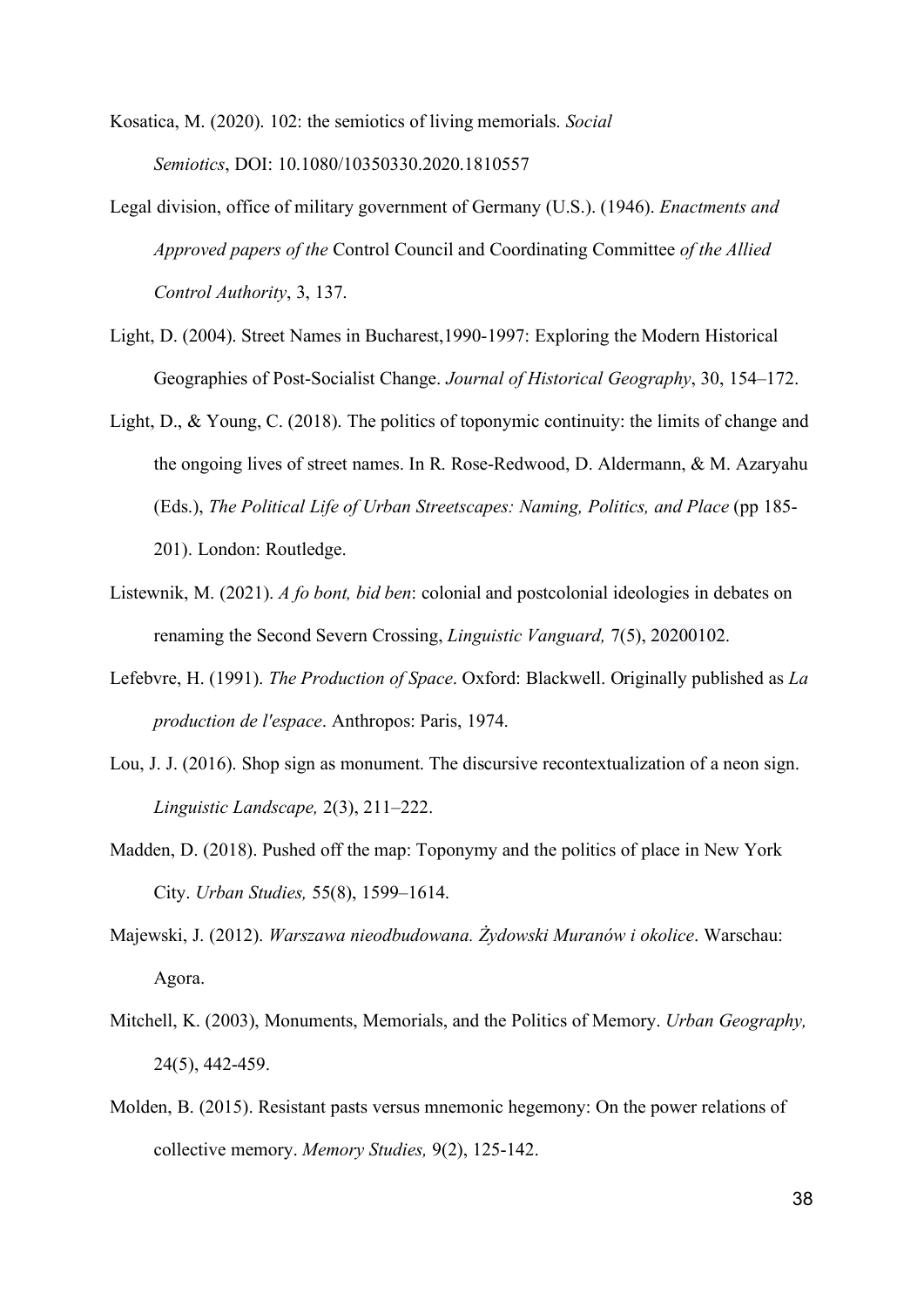Kosatica, M. (2020). 102: the semiotics of living memorials. *Social Semiotics*, DOI: 10.1080/10350330.2020.1810557

Legal division, office of military government of Germany (U.S.). (1946). *Enactments and Approved papers of the* Control Council and Coordinating Committee *of the Allied Control Authority*, 3, 137.

Light, D. (2004). Street Names in Bucharest,1990-1997: Exploring the Modern Historical Geographies of Post-Socialist Change. *Journal of Historical Geography*, 30, 154–172.

Light, D., & Young, C. (2018). The politics of toponymic continuity: the limits of change and the ongoing lives of street names. In R. Rose-Redwood, D. Aldermann, & M. Azaryahu (Eds.), *The Political Life of Urban Streetscapes: Naming, Politics, and Place* (pp 185-201). London: Routledge.

Listewnik, M. (2021). *A fo bont, bid ben*: colonial and postcolonial ideologies in debates on renaming the Second Severn Crossing, *Linguistic Vanguard,* 7(5), 20200102.

Lefebvre, H. (1991). *The Production of Space*. Oxford: Blackwell. Originally published as *La production de l'espace*. Anthropos: Paris, 1974.

Lou, J. J. (2016). Shop sign as monument. The discursive recontextualization of a neon sign. *Linguistic Landscape,* 2(3), 211–222.

Madden, D. (2018). Pushed off the map: Toponymy and the politics of place in New York City. *Urban Studies,* 55(8), 1599–1614.

Majewski, J. (2012). *Warszawa nieodbudowana. Żydowski Muranów i okolice*. Warschau: Agora.

Mitchell, K. (2003), Monuments, Memorials, and the Politics of Memory. *Urban Geography,* 24(5), 442-459.

Molden, B. (2015). Resistant pasts versus mnemonic hegemony: On the power relations of collective memory. *Memory Studies,* 9(2), 125-142.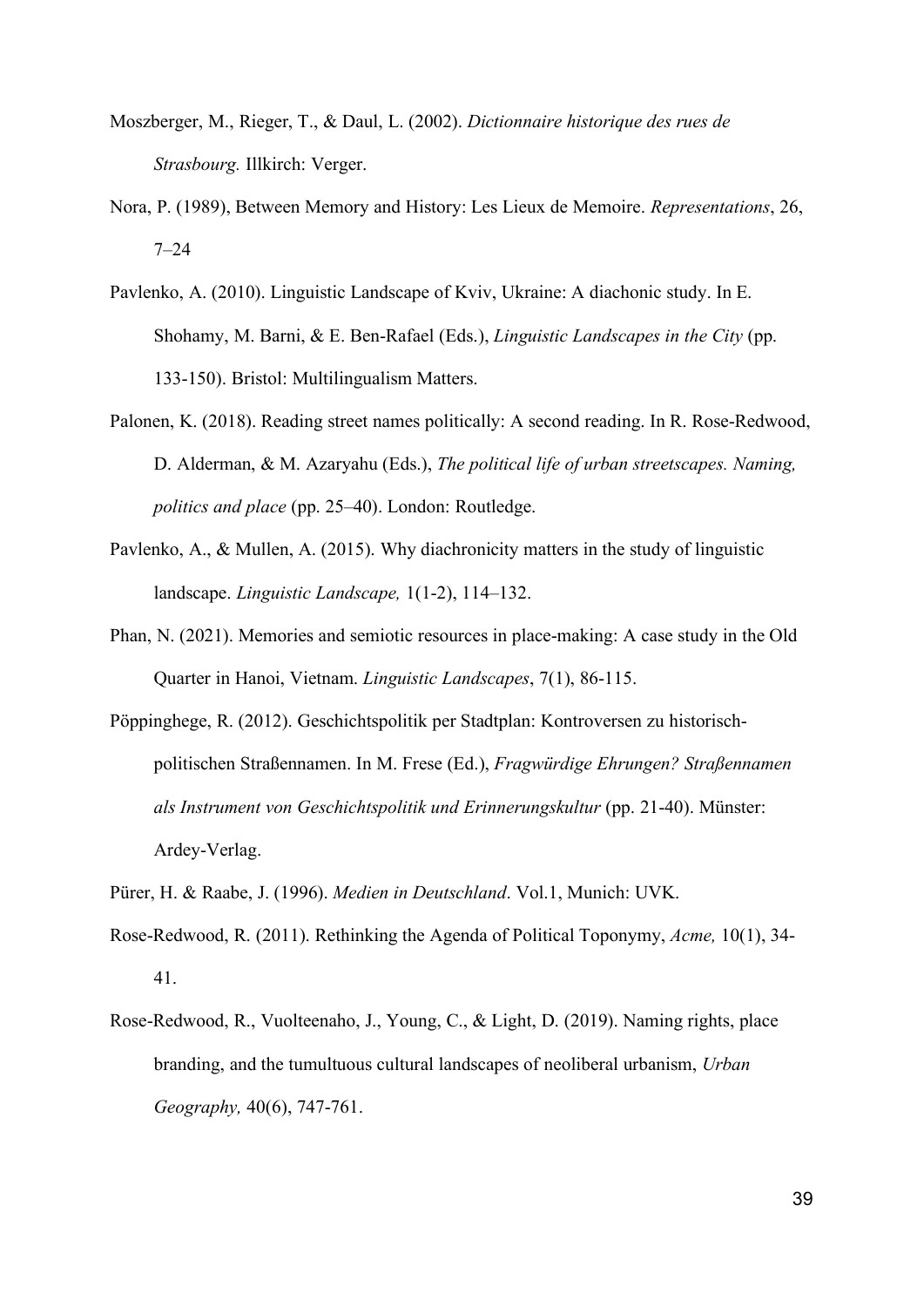Moszberger, M., Rieger, T., & Daul, L. (2002). *Dictionnaire historique des rues de Strasbourg.* Illkirch: Verger.

Nora, P. (1989), Between Memory and History: Les Lieux de Memoire. *Representations*, 26, 7–24

Pavlenko, A. (2010). Linguistic Landscape of Kviv, Ukraine: A diachonic study. In E. Shohamy, M. Barni, & E. Ben-Rafael (Eds.), *Linguistic Landscapes in the City* (pp. 133-150). Bristol: Multilingualism Matters.

Palonen, K. (2018). Reading street names politically: A second reading. In R. Rose-Redwood, D. Alderman, & M. Azaryahu (Eds.), *The political life of urban streetscapes. Naming, politics and place* (pp. 25–40). London: Routledge.

Pavlenko, A., & Mullen, A. (2015). Why diachronicity matters in the study of linguistic landscape. *Linguistic Landscape,* 1(1-2), 114–132.

Phan, N. (2021). Memories and semiotic resources in place-making: A case study in the Old Quarter in Hanoi, Vietnam. *Linguistic Landscapes*, 7(1), 86-115.

Pöppinghege, R. (2012). Geschichtspolitik per Stadtplan: Kontroversen zu historisch-politischen Straßennamen. In M. Frese (Ed.), *Fragwürdige Ehrungen? Straßennamen als Instrument von Geschichtspolitik und Erinnerungskultur* (pp. 21-40). Münster: Ardey-Verlag.

Pürer, H. & Raabe, J. (1996). *Medien in Deutschland*. Vol.1, Munich: UVK.

Rose-Redwood, R. (2011). Rethinking the Agenda of Political Toponymy, *Acme,* 10(1), 34-41.

Rose-Redwood, R., Vuolteenaho, J., Young, C., & Light, D. (2019). Naming rights, place branding, and the tumultuous cultural landscapes of neoliberal urbanism, *Urban Geography,* 40(6), 747-761.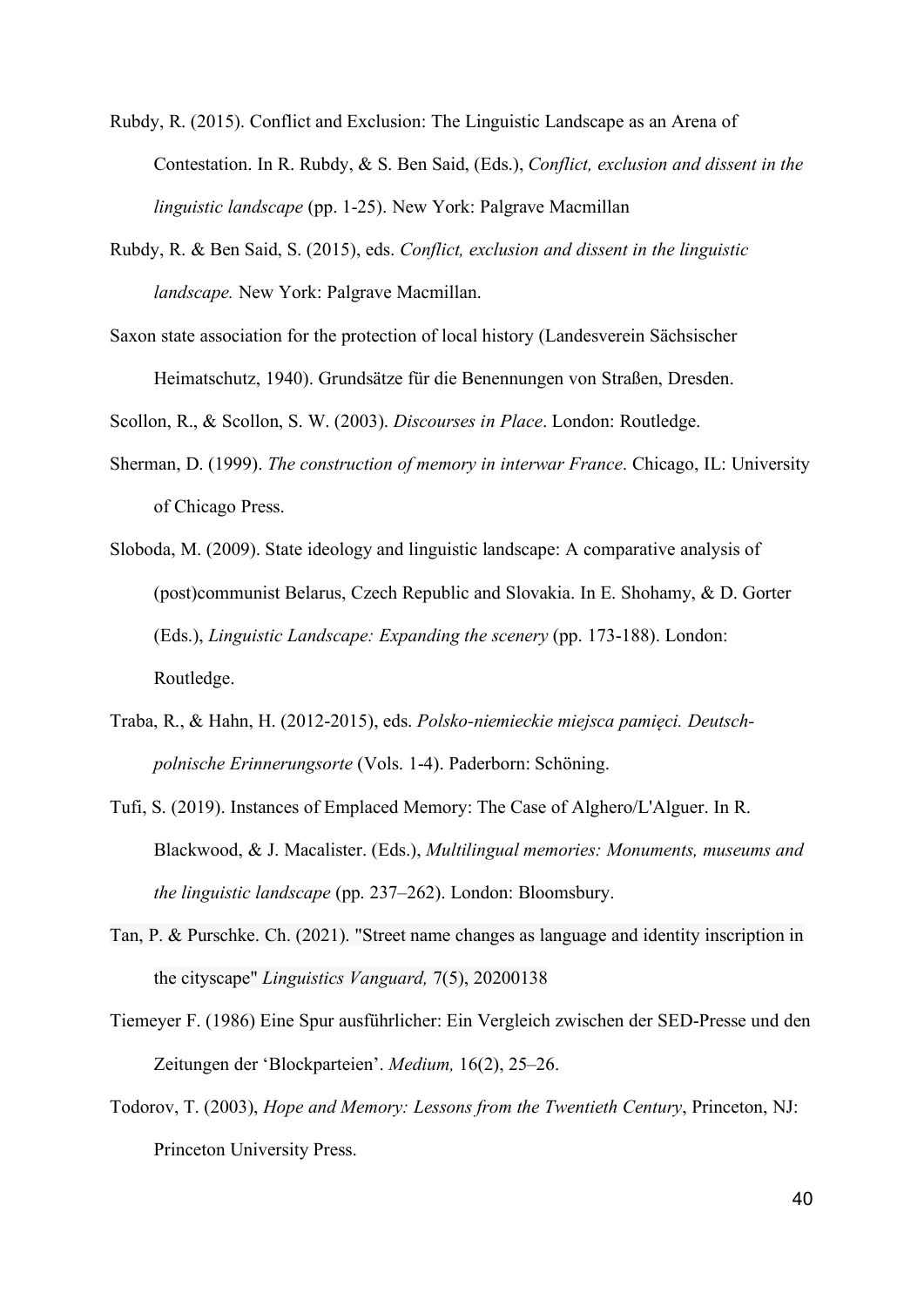Rubdy, R. (2015). Conflict and Exclusion: The Linguistic Landscape as an Arena of Contestation. In R. Rubdy, & S. Ben Said, (Eds.), *Conflict, exclusion and dissent in the linguistic landscape* (pp. 1-25). New York: Palgrave Macmillan

Rubdy, R. & Ben Said, S. (2015), eds. *Conflict, exclusion and dissent in the linguistic landscape.* New York: Palgrave Macmillan.

Saxon state association for the protection of local history (Landesverein Sächsischer Heimatschutz, 1940). Grundsätze für die Benennungen von Straßen, Dresden.

Scollon, R., & Scollon, S. W. (2003). *Discourses in Place*. London: Routledge.

Sherman, D. (1999). *The construction of memory in interwar France*. Chicago, IL: University of Chicago Press.

Sloboda, M. (2009). State ideology and linguistic landscape: A comparative analysis of (post)communist Belarus, Czech Republic and Slovakia. In E. Shohamy, & D. Gorter (Eds.), *Linguistic Landscape: Expanding the scenery* (pp. 173-188). London: Routledge.

Traba, R., & Hahn, H. (2012-2015), eds. *Polsko-niemieckie miejsca pamięci. Deutsch-polnische Erinnerungsorte* (Vols. 1-4). Paderborn: Schöning.

Tufi, S. (2019). Instances of Emplaced Memory: The Case of Alghero/L'Alguer. In R. Blackwood, & J. Macalister. (Eds.), *Multilingual memories: Monuments, museums and the linguistic landscape* (pp. 237–262). London: Bloomsbury.

Tan, P. & Purschke. Ch. (2021). "Street name changes as language and identity inscription in the cityscape" *Linguistics Vanguard,* 7(5), 20200138

Tiemeyer F. (1986) Eine Spur ausführlicher: Ein Vergleich zwischen der SED-Presse und den Zeitungen der 'Blockparteien'. *Medium,* 16(2), 25–26.

Todorov, T. (2003), *Hope and Memory: Lessons from the Twentieth Century*, Princeton, NJ: Princeton University Press.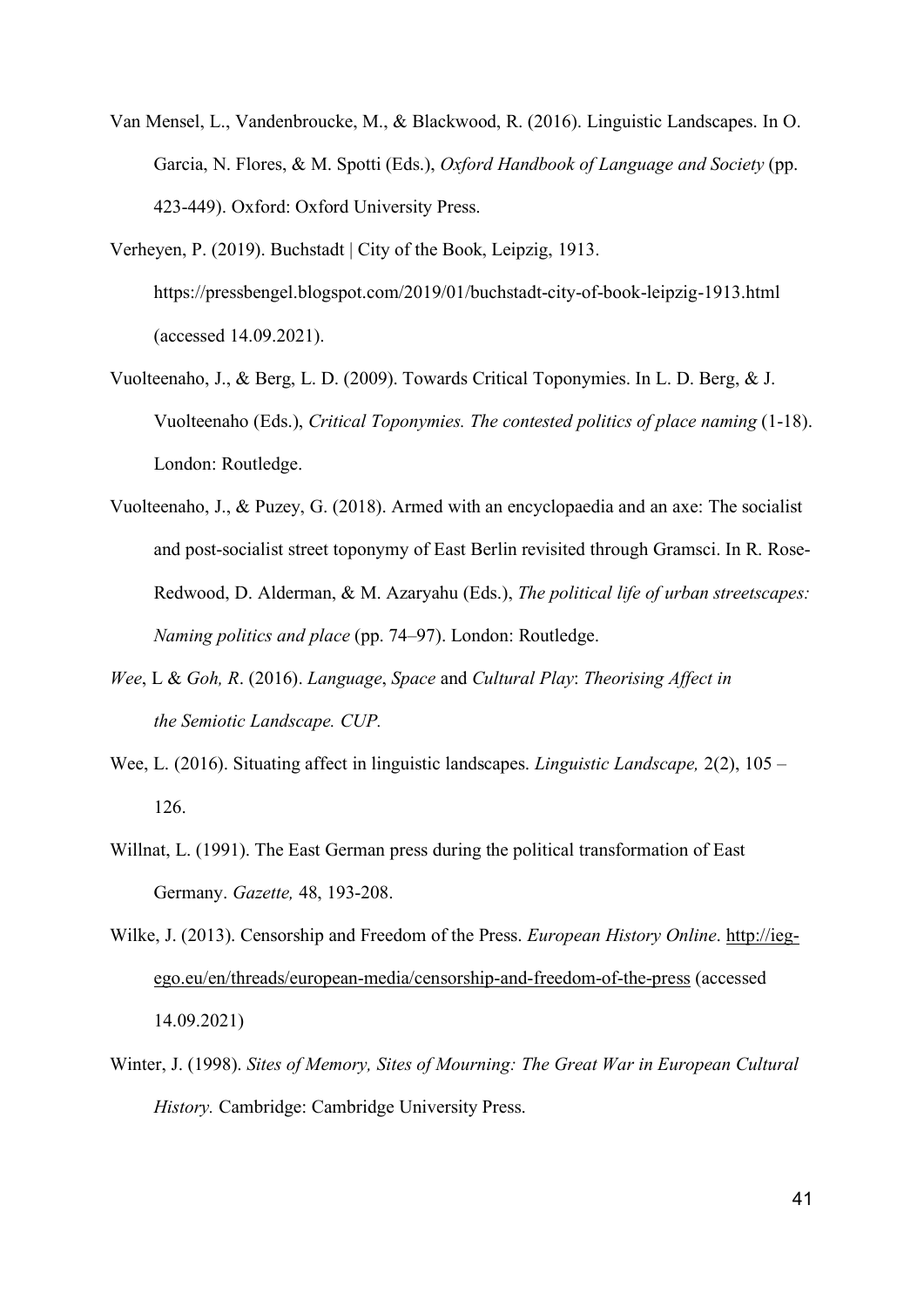Van Mensel, L., Vandenbroucke, M., & Blackwood, R. (2016). Linguistic Landscapes. In O. Garcia, N. Flores, & M. Spotti (Eds.), *Oxford Handbook of Language and Society* (pp. 423-449). Oxford: Oxford University Press.

Verheyen, P. (2019). Buchstadt | City of the Book, Leipzig, 1913. https://pressbengel.blogspot.com/2019/01/buchstadt-city-of-book-leipzig-1913.html (accessed 14.09.2021).

Vuolteenaho, J., & Berg, L. D. (2009). Towards Critical Toponymies. In L. D. Berg, & J. Vuolteenaho (Eds.), *Critical Toponymies. The contested politics of place naming* (1-18). London: Routledge.

Vuolteenaho, J., & Puzey, G. (2018). Armed with an encyclopaedia and an axe: The socialist and post-socialist street toponymy of East Berlin revisited through Gramsci. In R. Rose-Redwood, D. Alderman, & M. Azaryahu (Eds.), *The political life of urban streetscapes: Naming politics and place* (pp. 74–97). London: Routledge.

*Wee*, L & *Goh, R*. (2016). *Language*, *Space* and *Cultural Play*: *Theorising Affect in the Semiotic Landscape. CUP.*

Wee, L. (2016). Situating affect in linguistic landscapes. *Linguistic Landscape,* 2(2), 105 – 126.

Willnat, L. (1991). The East German press during the political transformation of East Germany. *Gazette,* 48, 193-208.

Wilke, J. (2013). Censorship and Freedom of the Press. *European History Online*. http://ieg-ego.eu/en/threads/european-media/censorship-and-freedom-of-the-press (accessed 14.09.2021)

Winter, J. (1998). *Sites of Memory, Sites of Mourning: The Great War in European Cultural History.* Cambridge: Cambridge University Press.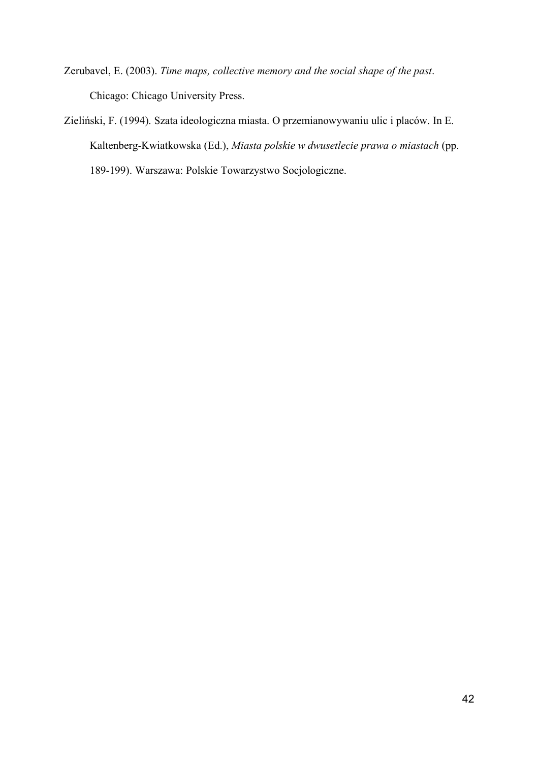Zerubavel, E. (2003). *Time maps, collective memory and the social shape of the past*. Chicago: Chicago University Press.

Zieliński, F. (1994). Szata ideologiczna miasta. O przemianowywaniu ulic i placów. In E. Kaltenberg-Kwiatkowska (Ed.), *Miasta polskie w dwusetlecie prawa o miastach* (pp. 189-199). Warszawa: Polskie Towarzystwo Socjologiczne.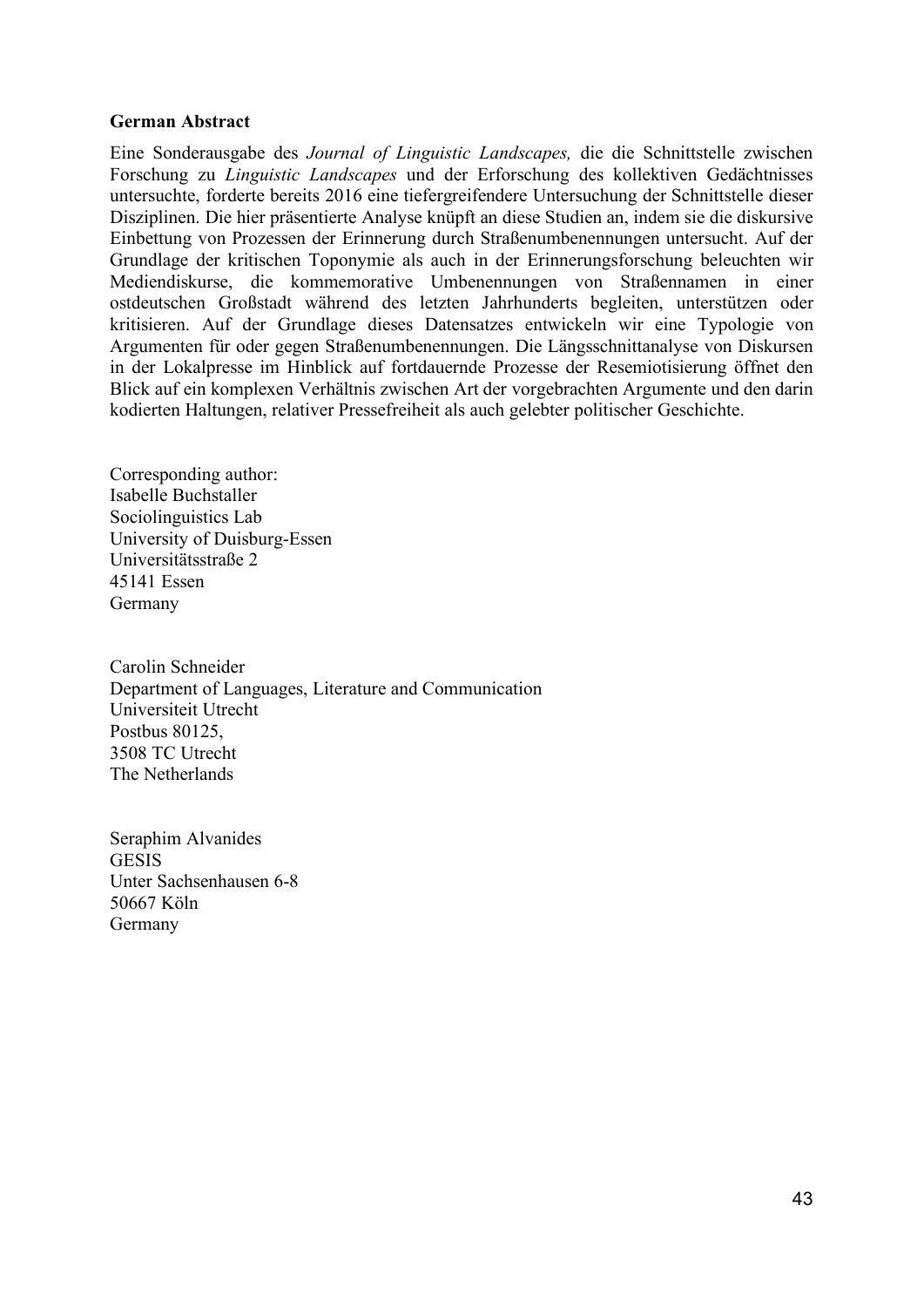**German Abstract**

Eine Sonderausgabe des *Journal of Linguistic Landscapes,* die die Schnittstelle zwischen Forschung zu *Linguistic Landscapes* und der Erforschung des kollektiven Gedächtnisses untersuchte, forderte bereits 2016 eine tiefergreifendere Untersuchung der Schnittstelle dieser Disziplinen. Die hier präsentierte Analyse knüpft an diese Studien an, indem sie die diskursive Einbettung von Prozessen der Erinnerung durch Straßenumbenennungen untersucht. Auf der Grundlage der kritischen Toponymie als auch in der Erinnerungsforschung beleuchten wir Mediendiskurse, die kommemorative Umbenennungen von Straßennamen in einer ostdeutschen Großstadt während des letzten Jahrhunderts begleiten, unterstützen oder kritisieren. Auf der Grundlage dieses Datensatzes entwickeln wir eine Typologie von Argumenten für oder gegen Straßenumbenennungen. Die Längsschnittanalyse von Diskursen in der Lokalpresse im Hinblick auf fortdauernde Prozesse der Resemiotisierung öffnet den Blick auf ein komplexen Verhältnis zwischen Art der vorgebrachten Argumente und den darin kodierten Haltungen, relativer Pressefreiheit als auch gelebter politischer Geschichte.

Corresponding author:
Isabelle Buchstaller
Sociolinguistics Lab
University of Duisburg-Essen
Universitätsstraße 2
45141 Essen
Germany

Carolin Schneider
Department of Languages, Literature and Communication
Universiteit Utrecht
Postbus 80125,
3508 TC Utrecht
The Netherlands

Seraphim Alvanides
GESIS
Unter Sachsenhausen 6-8
50667 Köln
Germany